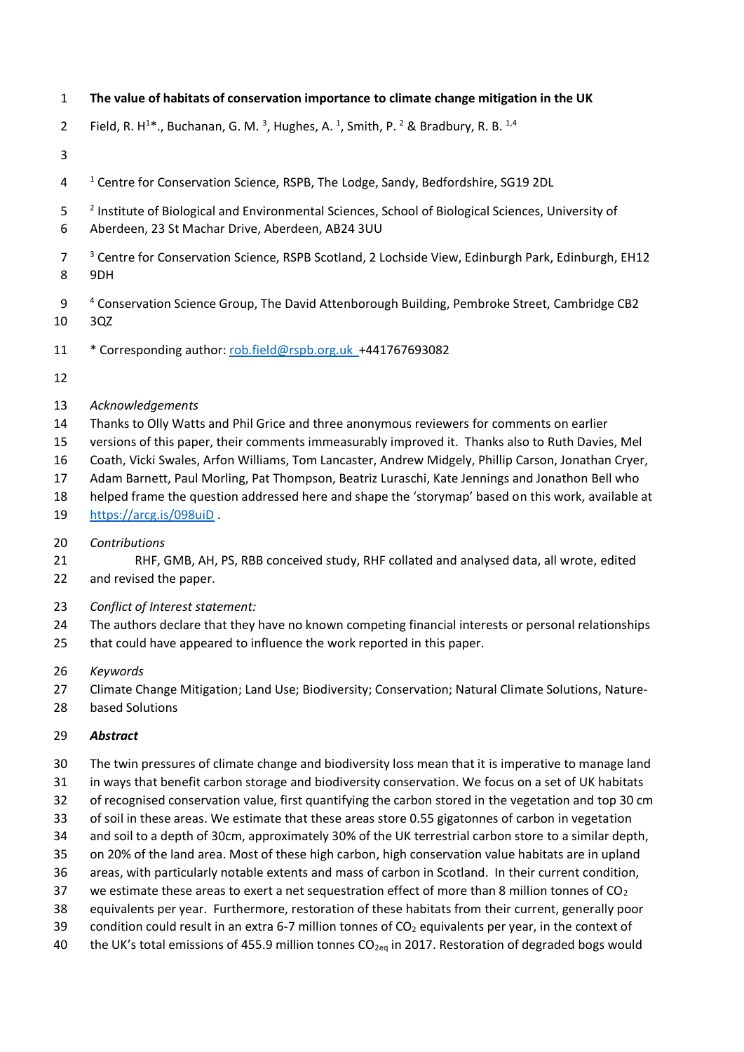# The value of habitats of conservation importance to climate change mitigation in the UK

Field, R. H[1]*., Buchanan, G. M. [3], Hughes, A. [1], Smith, P. [2] & Bradbury, R. B. [1,4]

[1] Centre for Conservation Science, RSPB, The Lodge, Sandy, Bedfordshire, SG19 2DL

[2] Institute of Biological and Environmental Sciences, School of Biological Sciences, University of Aberdeen, 23 St Machar Drive, Aberdeen, AB24 3UU

[3] Centre for Conservation Science, RSPB Scotland, 2 Lochside View, Edinburgh Park, Edinburgh, EH12 9DH

[4] Conservation Science Group, The David Attenborough Building, Pembroke Street, Cambridge CB2 3QZ

* Corresponding author: rob.field@rspb.org.uk +441767693082

*Acknowledgements*

Thanks to Olly Watts and Phil Grice and three anonymous reviewers for comments on earlier versions of this paper, their comments immeasurably improved it. Thanks also to Ruth Davies, Mel Coath, Vicki Swales, Arfon Williams, Tom Lancaster, Andrew Midgely, Phillip Carson, Jonathan Cryer, Adam Barnett, Paul Morling, Pat Thompson, Beatriz Luraschi, Kate Jennings and Jonathon Bell who helped frame the question addressed here and shape the 'storymap' based on this work, available at https://arcg.is/098uiD .

*Contributions*

RHF, GMB, AH, PS, RBB conceived study, RHF collated and analysed data, all wrote, edited and revised the paper.

*Conflict of Interest statement:*

The authors declare that they have no known competing financial interests or personal relationships that could have appeared to influence the work reported in this paper.

*Keywords*

Climate Change Mitigation; Land Use; Biodiversity; Conservation; Natural Climate Solutions, Nature-based Solutions

## *Abstract*

The twin pressures of climate change and biodiversity loss mean that it is imperative to manage land in ways that benefit carbon storage and biodiversity conservation. We focus on a set of UK habitats of recognised conservation value, first quantifying the carbon stored in the vegetation and top 30 cm of soil in these areas. We estimate that these areas store 0.55 gigatonnes of carbon in vegetation and soil to a depth of 30cm, approximately 30% of the UK terrestrial carbon store to a similar depth, on 20% of the land area. Most of these high carbon, high conservation value habitats are in upland areas, with particularly notable extents and mass of carbon in Scotland. In their current condition, we estimate these areas to exert a net sequestration effect of more than 8 million tonnes of $CO_2$ equivalents per year. Furthermore, restoration of these habitats from their current, generally poor condition could result in an extra 6-7 million tonnes of $CO_2$ equivalents per year, in the context of the UK's total emissions of 455.9 million tonnes $CO_{2eq}$ in 2017. Restoration of degraded bogs would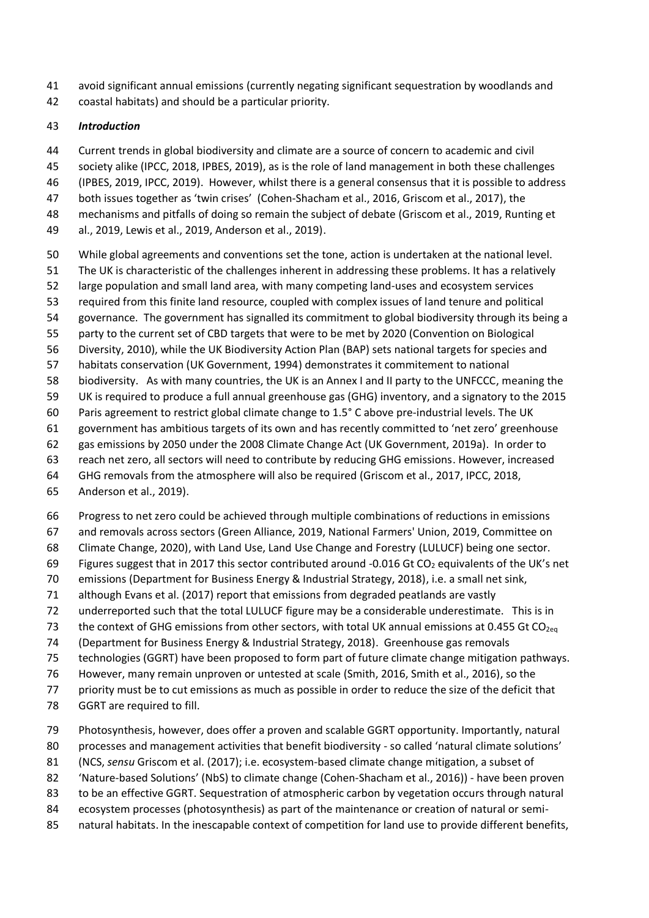avoid significant annual emissions (currently negating significant sequestration by woodlands and coastal habitats) and should be a particular priority.

### *Introduction*

Current trends in global biodiversity and climate are a source of concern to academic and civil society alike (IPCC, 2018, IPBES, 2019), as is the role of land management in both these challenges (IPBES, 2019, IPCC, 2019). However, whilst there is a general consensus that it is possible to address both issues together as 'twin crises' (Cohen-Shacham et al., 2016, Griscom et al., 2017), the mechanisms and pitfalls of doing so remain the subject of debate (Griscom et al., 2019, Runting et al., 2019, Lewis et al., 2019, Anderson et al., 2019).

While global agreements and conventions set the tone, action is undertaken at the national level. The UK is characteristic of the challenges inherent in addressing these problems. It has a relatively large population and small land area, with many competing land-uses and ecosystem services required from this finite land resource, coupled with complex issues of land tenure and political governance. The government has signalled its commitment to global biodiversity through its being a party to the current set of CBD targets that were to be met by 2020 (Convention on Biological Diversity, 2010), while the UK Biodiversity Action Plan (BAP) sets national targets for species and habitats conservation (UK Government, 1994) demonstrates it commitement to national biodiversity. As with many countries, the UK is an Annex I and II party to the UNFCCC, meaning the UK is required to produce a full annual greenhouse gas (GHG) inventory, and a signatory to the 2015 Paris agreement to restrict global climate change to 1.5° C above pre-industrial levels. The UK government has ambitious targets of its own and has recently committed to 'net zero' greenhouse gas emissions by 2050 under the 2008 Climate Change Act (UK Government, 2019a). In order to reach net zero, all sectors will need to contribute by reducing GHG emissions. However, increased GHG removals from the atmosphere will also be required (Griscom et al., 2017, IPCC, 2018, Anderson et al., 2019).

Progress to net zero could be achieved through multiple combinations of reductions in emissions and removals across sectors (Green Alliance, 2019, National Farmers' Union, 2019, Committee on Climate Change, 2020), with Land Use, Land Use Change and Forestry (LULUCF) being one sector. Figures suggest that in 2017 this sector contributed around -0.016 Gt $CO_2$ equivalents of the UK's net emissions (Department for Business Energy & Industrial Strategy, 2018), i.e. a small net sink, although Evans et al. (2017) report that emissions from degraded peatlands are vastly underreported such that the total LULUCF figure may be a considerable underestimate. This is in the context of GHG emissions from other sectors, with total UK annual emissions at 0.455 Gt $CO_{2eq}$ (Department for Business Energy & Industrial Strategy, 2018). Greenhouse gas removals technologies (GGRT) have been proposed to form part of future climate change mitigation pathways. However, many remain unproven or untested at scale (Smith, 2016, Smith et al., 2016), so the priority must be to cut emissions as much as possible in order to reduce the size of the deficit that GGRT are required to fill.

Photosynthesis, however, does offer a proven and scalable GGRT opportunity. Importantly, natural processes and management activities that benefit biodiversity - so called 'natural climate solutions' (NCS, *sensu* Griscom et al. (2017); i.e. ecosystem-based climate change mitigation, a subset of 'Nature-based Solutions' (NbS) to climate change (Cohen-Shacham et al., 2016)) - have been proven to be an effective GGRT. Sequestration of atmospheric carbon by vegetation occurs through natural ecosystem processes (photosynthesis) as part of the maintenance or creation of natural or semi-natural habitats. In the inescapable context of competition for land use to provide different benefits,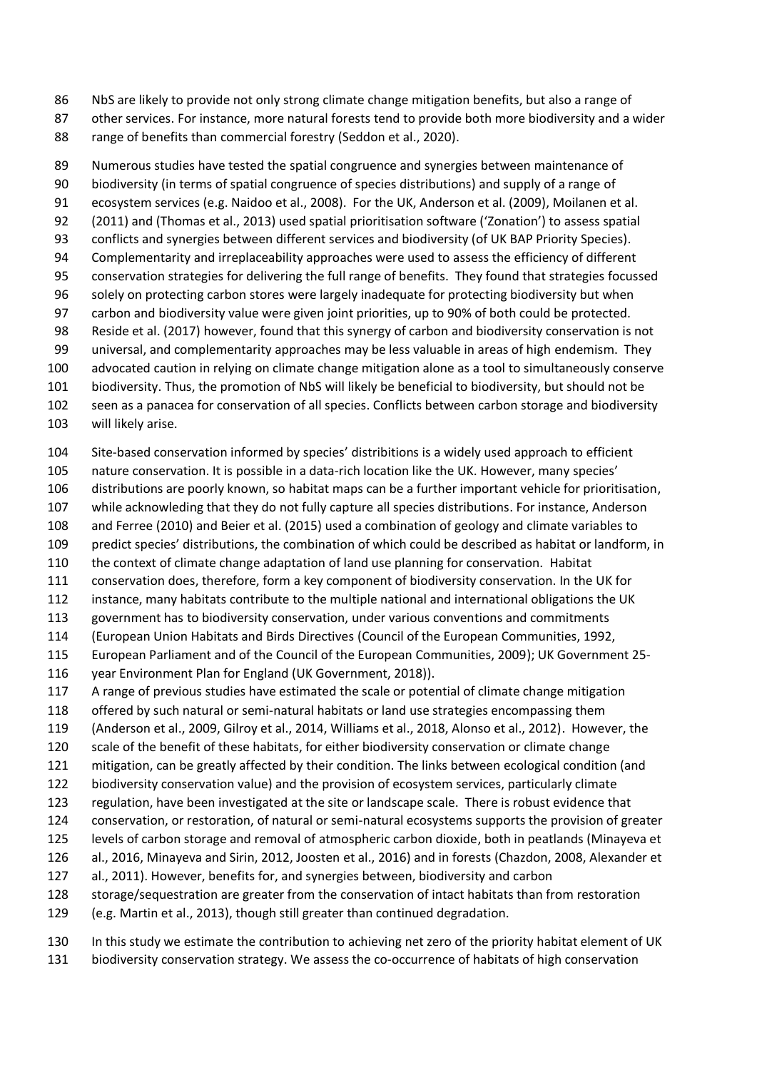NbS are likely to provide not only strong climate change mitigation benefits, but also a range of other services. For instance, more natural forests tend to provide both more biodiversity and a wider range of benefits than commercial forestry (Seddon et al., 2020).

Numerous studies have tested the spatial congruence and synergies between maintenance of biodiversity (in terms of spatial congruence of species distributions) and supply of a range of ecosystem services (e.g. Naidoo et al., 2008). For the UK, Anderson et al. (2009), Moilanen et al. (2011) and (Thomas et al., 2013) used spatial prioritisation software ('Zonation') to assess spatial conflicts and synergies between different services and biodiversity (of UK BAP Priority Species). Complementarity and irreplaceability approaches were used to assess the efficiency of different conservation strategies for delivering the full range of benefits. They found that strategies focussed solely on protecting carbon stores were largely inadequate for protecting biodiversity but when carbon and biodiversity value were given joint priorities, up to 90% of both could be protected. Reside et al. (2017) however, found that this synergy of carbon and biodiversity conservation is not universal, and complementarity approaches may be less valuable in areas of high endemism. They advocated caution in relying on climate change mitigation alone as a tool to simultaneously conserve biodiversity. Thus, the promotion of NbS will likely be beneficial to biodiversity, but should not be seen as a panacea for conservation of all species. Conflicts between carbon storage and biodiversity will likely arise.

Site-based conservation informed by species' distribitions is a widely used approach to efficient nature conservation. It is possible in a data-rich location like the UK. However, many species' distributions are poorly known, so habitat maps can be a further important vehicle for prioritisation, while acknowleding that they do not fully capture all species distributions. For instance, Anderson and Ferree (2010) and Beier et al. (2015) used a combination of geology and climate variables to predict species' distributions, the combination of which could be described as habitat or landform, in the context of climate change adaptation of land use planning for conservation. Habitat conservation does, therefore, form a key component of biodiversity conservation. In the UK for instance, many habitats contribute to the multiple national and international obligations the UK government has to biodiversity conservation, under various conventions and commitments (European Union Habitats and Birds Directives (Council of the European Communities, 1992, European Parliament and of the Council of the European Communities, 2009); UK Government 25-year Environment Plan for England (UK Government, 2018)).

A range of previous studies have estimated the scale or potential of climate change mitigation offered by such natural or semi-natural habitats or land use strategies encompassing them (Anderson et al., 2009, Gilroy et al., 2014, Williams et al., 2018, Alonso et al., 2012). However, the scale of the benefit of these habitats, for either biodiversity conservation or climate change mitigation, can be greatly affected by their condition. The links between ecological condition (and biodiversity conservation value) and the provision of ecosystem services, particularly climate regulation, have been investigated at the site or landscape scale. There is robust evidence that conservation, or restoration, of natural or semi-natural ecosystems supports the provision of greater levels of carbon storage and removal of atmospheric carbon dioxide, both in peatlands (Minayeva et al., 2016, Minayeva and Sirin, 2012, Joosten et al., 2016) and in forests (Chazdon, 2008, Alexander et al., 2011). However, benefits for, and synergies between, biodiversity and carbon storage/sequestration are greater from the conservation of intact habitats than from restoration (e.g. Martin et al., 2013), though still greater than continued degradation.

In this study we estimate the contribution to achieving net zero of the priority habitat element of UK biodiversity conservation strategy. We assess the co-occurrence of habitats of high conservation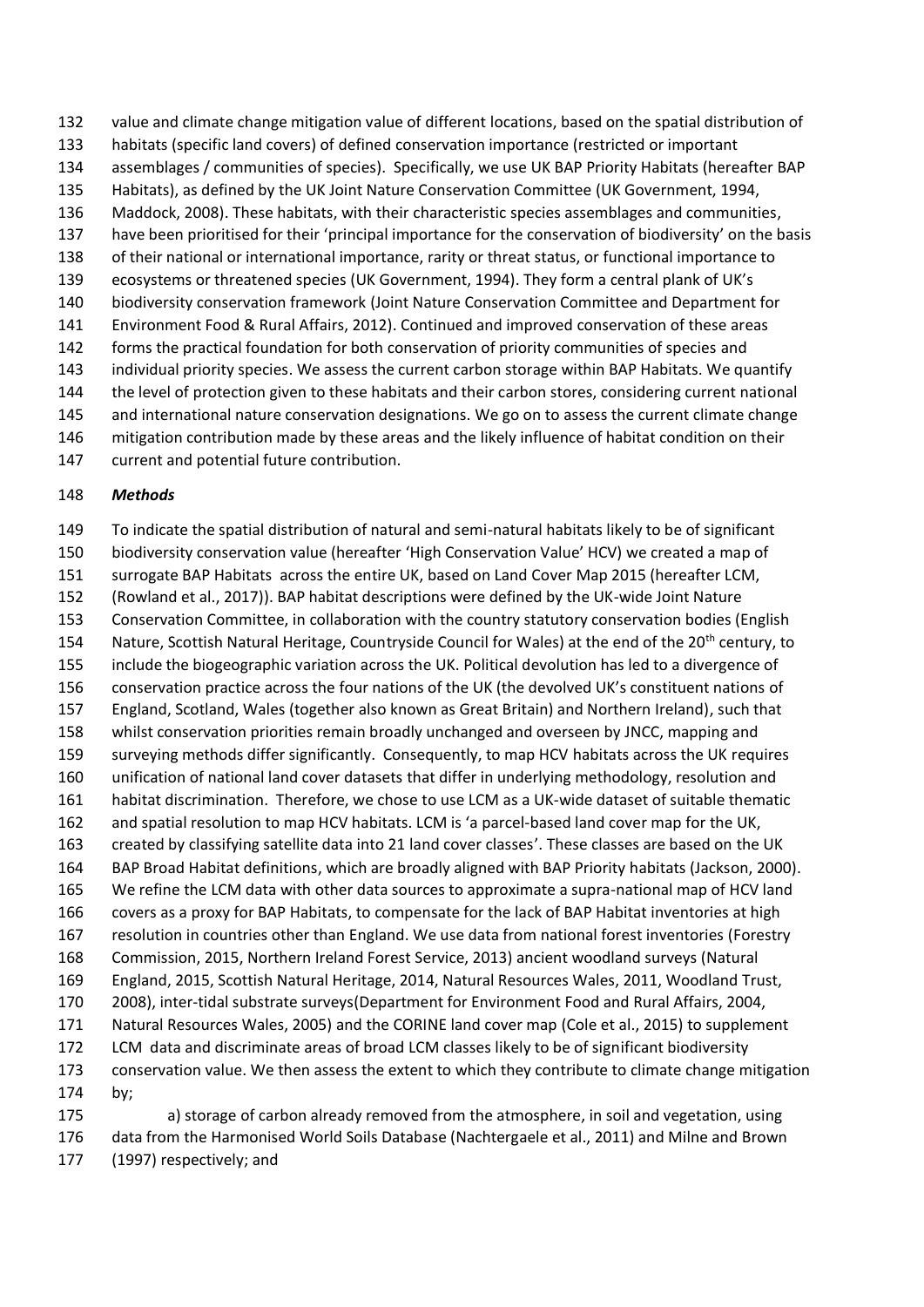value and climate change mitigation value of different locations, based on the spatial distribution of habitats (specific land covers) of defined conservation importance (restricted or important assemblages / communities of species). Specifically, we use UK BAP Priority Habitats (hereafter BAP Habitats), as defined by the UK Joint Nature Conservation Committee (UK Government, 1994, Maddock, 2008). These habitats, with their characteristic species assemblages and communities, have been prioritised for their 'principal importance for the conservation of biodiversity' on the basis of their national or international importance, rarity or threat status, or functional importance to ecosystems or threatened species (UK Government, 1994). They form a central plank of UK's biodiversity conservation framework (Joint Nature Conservation Committee and Department for Environment Food & Rural Affairs, 2012). Continued and improved conservation of these areas forms the practical foundation for both conservation of priority communities of species and individual priority species. We assess the current carbon storage within BAP Habitats. We quantify the level of protection given to these habitats and their carbon stores, considering current national and international nature conservation designations. We go on to assess the current climate change mitigation contribution made by these areas and the likely influence of habitat condition on their current and potential future contribution.

### *Methods*

To indicate the spatial distribution of natural and semi-natural habitats likely to be of significant biodiversity conservation value (hereafter 'High Conservation Value' HCV) we created a map of surrogate BAP Habitats across the entire UK, based on Land Cover Map 2015 (hereafter LCM, (Rowland et al., 2017)). BAP habitat descriptions were defined by the UK-wide Joint Nature Conservation Committee, in collaboration with the country statutory conservation bodies (English Nature, Scottish Natural Heritage, Countryside Council for Wales) at the end of the 20th century, to include the biogeographic variation across the UK. Political devolution has led to a divergence of conservation practice across the four nations of the UK (the devolved UK's constituent nations of England, Scotland, Wales (together also known as Great Britain) and Northern Ireland), such that whilst conservation priorities remain broadly unchanged and overseen by JNCC, mapping and surveying methods differ significantly. Consequently, to map HCV habitats across the UK requires unification of national land cover datasets that differ in underlying methodology, resolution and habitat discrimination. Therefore, we chose to use LCM as a UK-wide dataset of suitable thematic and spatial resolution to map HCV habitats. LCM is 'a parcel-based land cover map for the UK, created by classifying satellite data into 21 land cover classes'. These classes are based on the UK BAP Broad Habitat definitions, which are broadly aligned with BAP Priority habitats (Jackson, 2000). We refine the LCM data with other data sources to approximate a supra-national map of HCV land covers as a proxy for BAP Habitats, to compensate for the lack of BAP Habitat inventories at high resolution in countries other than England. We use data from national forest inventories (Forestry Commission, 2015, Northern Ireland Forest Service, 2013) ancient woodland surveys (Natural England, 2015, Scottish Natural Heritage, 2014, Natural Resources Wales, 2011, Woodland Trust, 2008), inter-tidal substrate surveys(Department for Environment Food and Rural Affairs, 2004, Natural Resources Wales, 2005) and the CORINE land cover map (Cole et al., 2015) to supplement LCM data and discriminate areas of broad LCM classes likely to be of significant biodiversity conservation value. We then assess the extent to which they contribute to climate change mitigation by;

a) storage of carbon already removed from the atmosphere, in soil and vegetation, using data from the Harmonised World Soils Database (Nachtergaele et al., 2011) and Milne and Brown (1997) respectively; and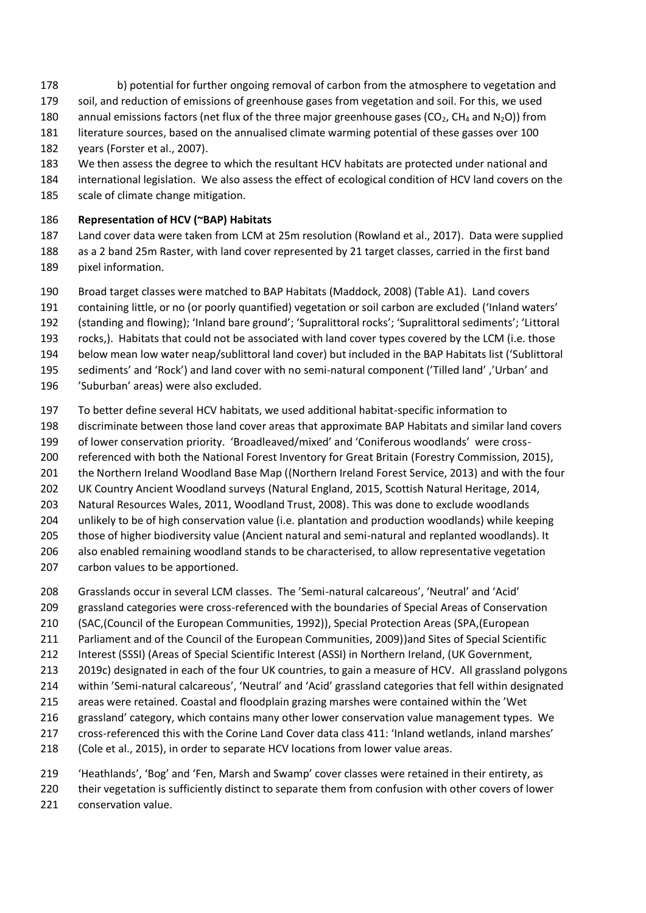b) potential for further ongoing removal of carbon from the atmosphere to vegetation and soil, and reduction of emissions of greenhouse gases from vegetation and soil. For this, we used annual emissions factors (net flux of the three major greenhouse gases ($CO_2$, $CH_4$ and $N_2O$)) from literature sources, based on the annualised climate warming potential of these gasses over 100 years (Forster et al., 2007).

We then assess the degree to which the resultant HCV habitats are protected under national and international legislation. We also assess the effect of ecological condition of HCV land covers on the scale of climate change mitigation.

**Representation of HCV (~BAP) Habitats**

Land cover data were taken from LCM at 25m resolution (Rowland et al., 2017). Data were supplied as a 2 band 25m Raster, with land cover represented by 21 target classes, carried in the first band pixel information.

Broad target classes were matched to BAP Habitats (Maddock, 2008) (Table A1). Land covers containing little, or no (or poorly quantified) vegetation or soil carbon are excluded ('Inland waters' (standing and flowing); 'Inland bare ground'; 'Supralittoral rocks'; 'Supralittoral sediments'; 'Littoral rocks,). Habitats that could not be associated with land cover types covered by the LCM (i.e. those below mean low water neap/sublittoral land cover) but included in the BAP Habitats list ('Sublittoral sediments' and 'Rock') and land cover with no semi-natural component ('Tilled land' ,'Urban' and 'Suburban' areas) were also excluded.

To better define several HCV habitats, we used additional habitat-specific information to discriminate between those land cover areas that approximate BAP Habitats and similar land covers of lower conservation priority. 'Broadleaved/mixed' and 'Coniferous woodlands' were cross-referenced with both the National Forest Inventory for Great Britain (Forestry Commission, 2015), the Northern Ireland Woodland Base Map ((Northern Ireland Forest Service, 2013) and with the four UK Country Ancient Woodland surveys (Natural England, 2015, Scottish Natural Heritage, 2014, Natural Resources Wales, 2011, Woodland Trust, 2008). This was done to exclude woodlands unlikely to be of high conservation value (i.e. plantation and production woodlands) while keeping those of higher biodiversity value (Ancient natural and semi-natural and replanted woodlands). It also enabled remaining woodland stands to be characterised, to allow representative vegetation carbon values to be apportioned.

Grasslands occur in several LCM classes. The 'Semi-natural calcareous', 'Neutral' and 'Acid' grassland categories were cross-referenced with the boundaries of Special Areas of Conservation (SAC,(Council of the European Communities, 1992)), Special Protection Areas (SPA,(European Parliament and of the Council of the European Communities, 2009))and Sites of Special Scientific Interest (SSSI) (Areas of Special Scientific Interest (ASSI) in Northern Ireland, (UK Government, 2019c) designated in each of the four UK countries, to gain a measure of HCV. All grassland polygons within 'Semi-natural calcareous', 'Neutral' and 'Acid' grassland categories that fell within designated areas were retained. Coastal and floodplain grazing marshes were contained within the 'Wet grassland' category, which contains many other lower conservation value management types. We cross-referenced this with the Corine Land Cover data class 411: 'Inland wetlands, inland marshes' (Cole et al., 2015), in order to separate HCV locations from lower value areas.

'Heathlands', 'Bog' and 'Fen, Marsh and Swamp' cover classes were retained in their entirety, as their vegetation is sufficiently distinct to separate them from confusion with other covers of lower conservation value.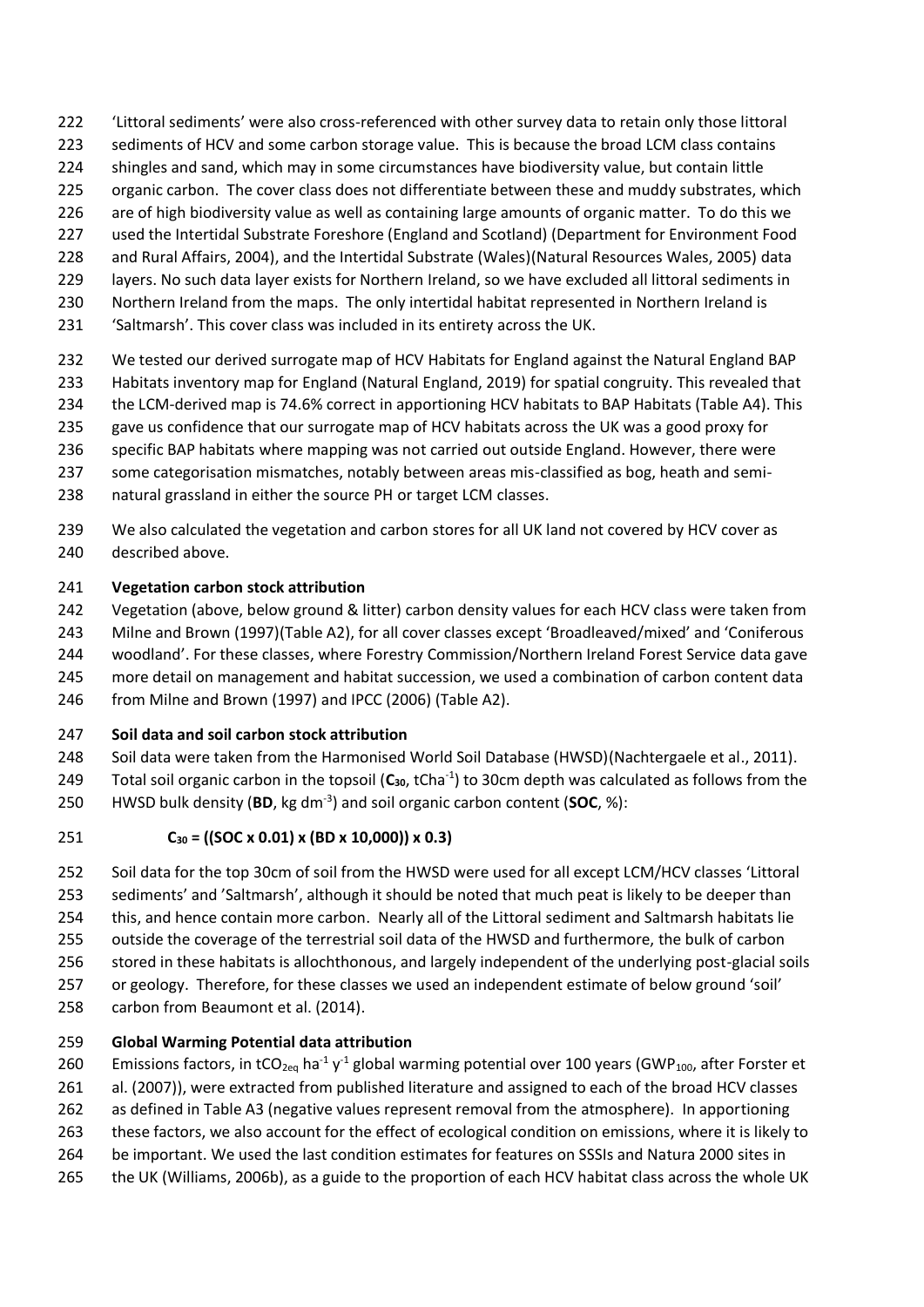'Littoral sediments' were also cross-referenced with other survey data to retain only those littoral sediments of HCV and some carbon storage value. This is because the broad LCM class contains shingles and sand, which may in some circumstances have biodiversity value, but contain little organic carbon. The cover class does not differentiate between these and muddy substrates, which are of high biodiversity value as well as containing large amounts of organic matter. To do this we used the Intertidal Substrate Foreshore (England and Scotland) (Department for Environment Food and Rural Affairs, 2004), and the Intertidal Substrate (Wales)(Natural Resources Wales, 2005) data layers. No such data layer exists for Northern Ireland, so we have excluded all littoral sediments in Northern Ireland from the maps. The only intertidal habitat represented in Northern Ireland is 'Saltmarsh'. This cover class was included in its entirety across the UK.

We tested our derived surrogate map of HCV Habitats for England against the Natural England BAP Habitats inventory map for England (Natural England, 2019) for spatial congruity. This revealed that the LCM-derived map is 74.6% correct in apportioning HCV habitats to BAP Habitats (Table A4). This gave us confidence that our surrogate map of HCV habitats across the UK was a good proxy for specific BAP habitats where mapping was not carried out outside England. However, there were some categorisation mismatches, notably between areas mis-classified as bog, heath and semi-natural grassland in either the source PH or target LCM classes.

We also calculated the vegetation and carbon stores for all UK land not covered by HCV cover as described above.

**Vegetation carbon stock attribution**

Vegetation (above, below ground & litter) carbon density values for each HCV class were taken from Milne and Brown (1997)(Table A2), for all cover classes except 'Broadleaved/mixed' and 'Coniferous woodland'. For these classes, where Forestry Commission/Northern Ireland Forest Service data gave more detail on management and habitat succession, we used a combination of carbon content data from Milne and Brown (1997) and IPCC (2006) (Table A2).

**Soil data and soil carbon stock attribution**

Soil data were taken from the Harmonised World Soil Database (HWSD)(Nachtergaele et al., 2011). Total soil organic carbon in the topsoil (**$C_{30}$**, $tCha^{-1}$) to 30cm depth was calculated as follows from the HWSD bulk density (**BD**, kg $dm^{-3}$) and soil organic carbon content (**SOC**, %):

$$C_{30} = ((SOC \times 0.01) \times (BD \times 10{,}000)) \times 0.3)$$

Soil data for the top 30cm of soil from the HWSD were used for all except LCM/HCV classes 'Littoral sediments' and 'Saltmarsh', although it should be noted that much peat is likely to be deeper than this, and hence contain more carbon. Nearly all of the Littoral sediment and Saltmarsh habitats lie outside the coverage of the terrestrial soil data of the HWSD and furthermore, the bulk of carbon stored in these habitats is allochthonous, and largely independent of the underlying post-glacial soils or geology. Therefore, for these classes we used an independent estimate of below ground 'soil' carbon from Beaumont et al. (2014).

**Global Warming Potential data attribution**

Emissions factors, in $tCO_{2eq}$ $ha^{-1}$ $y^{-1}$ global warming potential over 100 years ($GWP_{100}$, after Forster et al. (2007)), were extracted from published literature and assigned to each of the broad HCV classes as defined in Table A3 (negative values represent removal from the atmosphere). In apportioning these factors, we also account for the effect of ecological condition on emissions, where it is likely to be important. We used the last condition estimates for features on SSSIs and Natura 2000 sites in the UK (Williams, 2006b), as a guide to the proportion of each HCV habitat class across the whole UK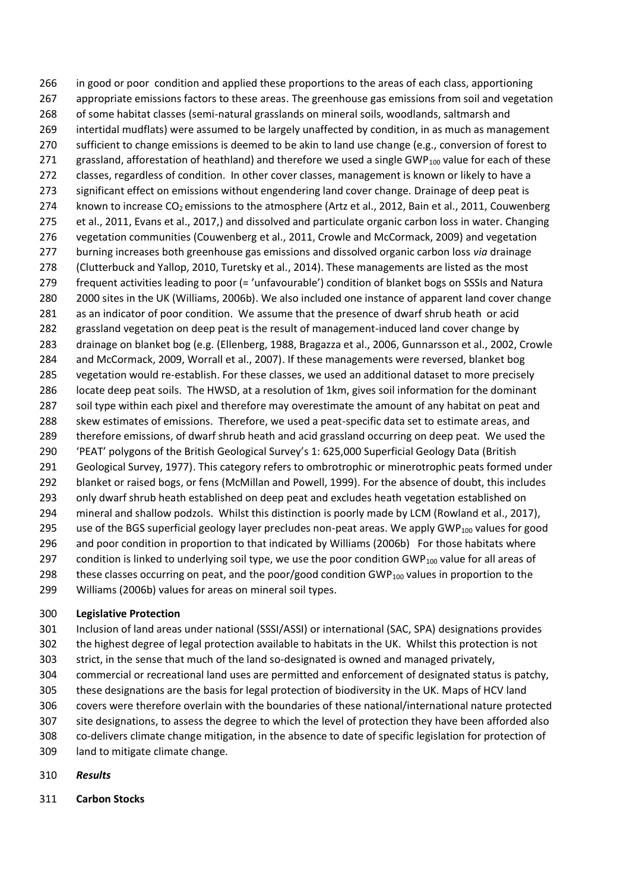in good or poor condition and applied these proportions to the areas of each class, apportioning appropriate emissions factors to these areas. The greenhouse gas emissions from soil and vegetation of some habitat classes (semi-natural grasslands on mineral soils, woodlands, saltmarsh and intertidal mudflats) were assumed to be largely unaffected by condition, in as much as management sufficient to change emissions is deemed to be akin to land use change (e.g., conversion of forest to grassland, afforestation of heathland) and therefore we used a single $GWP_{100}$ value for each of these classes, regardless of condition. In other cover classes, management is known or likely to have a significant effect on emissions without engendering land cover change. Drainage of deep peat is known to increase $CO_2$ emissions to the atmosphere (Artz et al., 2012, Bain et al., 2011, Couwenberg et al., 2011, Evans et al., 2017,) and dissolved and particulate organic carbon loss in water. Changing vegetation communities (Couwenberg et al., 2011, Crowle and McCormack, 2009) and vegetation burning increases both greenhouse gas emissions and dissolved organic carbon loss *via* drainage (Clutterbuck and Yallop, 2010, Turetsky et al., 2014). These managements are listed as the most frequent activities leading to poor (= 'unfavourable') condition of blanket bogs on SSSIs and Natura 2000 sites in the UK (Williams, 2006b). We also included one instance of apparent land cover change as an indicator of poor condition. We assume that the presence of dwarf shrub heath or acid grassland vegetation on deep peat is the result of management-induced land cover change by drainage on blanket bog (e.g. (Ellenberg, 1988, Bragazza et al., 2006, Gunnarsson et al., 2002, Crowle and McCormack, 2009, Worrall et al., 2007). If these managements were reversed, blanket bog vegetation would re-establish. For these classes, we used an additional dataset to more precisely locate deep peat soils. The HWSD, at a resolution of 1km, gives soil information for the dominant soil type within each pixel and therefore may overestimate the amount of any habitat on peat and skew estimates of emissions. Therefore, we used a peat-specific data set to estimate areas, and therefore emissions, of dwarf shrub heath and acid grassland occurring on deep peat. We used the 'PEAT' polygons of the British Geological Survey's 1: 625,000 Superficial Geology Data (British Geological Survey, 1977). This category refers to ombrotrophic or minerotrophic peats formed under blanket or raised bogs, or fens (McMillan and Powell, 1999). For the absence of doubt, this includes only dwarf shrub heath established on deep peat and excludes heath vegetation established on mineral and shallow podzols. Whilst this distinction is poorly made by LCM (Rowland et al., 2017), use of the BGS superficial geology layer precludes non-peat areas. We apply $GWP_{100}$ values for good and poor condition in proportion to that indicated by Williams (2006b) For those habitats where condition is linked to underlying soil type, we use the poor condition $GWP_{100}$ value for all areas of these classes occurring on peat, and the poor/good condition $GWP_{100}$ values in proportion to the Williams (2006b) values for areas on mineral soil types.

**Legislative Protection**

Inclusion of land areas under national (SSSI/ASSI) or international (SAC, SPA) designations provides the highest degree of legal protection available to habitats in the UK. Whilst this protection is not strict, in the sense that much of the land so-designated is owned and managed privately, commercial or recreational land uses are permitted and enforcement of designated status is patchy, these designations are the basis for legal protection of biodiversity in the UK. Maps of HCV land covers were therefore overlain with the boundaries of these national/international nature protected site designations, to assess the degree to which the level of protection they have been afforded also co-delivers climate change mitigation, in the absence to date of specific legislation for protection of land to mitigate climate change.

## *Results*

**Carbon Stocks**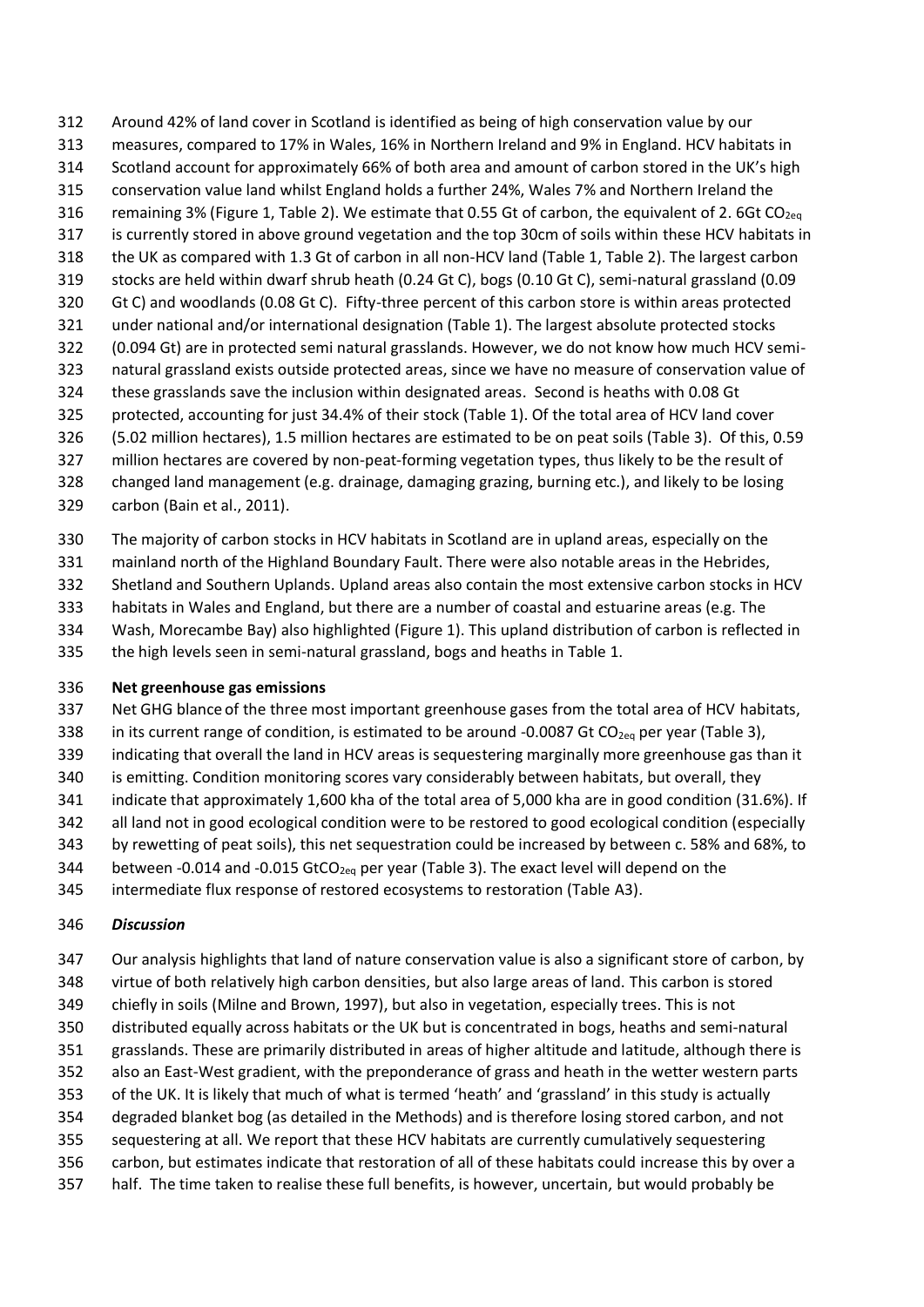Around 42% of land cover in Scotland is identified as being of high conservation value by our measures, compared to 17% in Wales, 16% in Northern Ireland and 9% in England. HCV habitats in Scotland account for approximately 66% of both area and amount of carbon stored in the UK's high conservation value land whilst England holds a further 24%, Wales 7% and Northern Ireland the remaining 3% (Figure 1, Table 2). We estimate that 0.55 Gt of carbon, the equivalent of 2. 6Gt $CO_{2eq}$ is currently stored in above ground vegetation and the top 30cm of soils within these HCV habitats in the UK as compared with 1.3 Gt of carbon in all non-HCV land (Table 1, Table 2). The largest carbon stocks are held within dwarf shrub heath (0.24 Gt C), bogs (0.10 Gt C), semi-natural grassland (0.09 Gt C) and woodlands (0.08 Gt C). Fifty-three percent of this carbon store is within areas protected under national and/or international designation (Table 1). The largest absolute protected stocks (0.094 Gt) are in protected semi natural grasslands. However, we do not know how much HCV semi-natural grassland exists outside protected areas, since we have no measure of conservation value of these grasslands save the inclusion within designated areas. Second is heaths with 0.08 Gt protected, accounting for just 34.4% of their stock (Table 1). Of the total area of HCV land cover (5.02 million hectares), 1.5 million hectares are estimated to be on peat soils (Table 3). Of this, 0.59 million hectares are covered by non-peat-forming vegetation types, thus likely to be the result of changed land management (e.g. drainage, damaging grazing, burning etc.), and likely to be losing carbon (Bain et al., 2011).

The majority of carbon stocks in HCV habitats in Scotland are in upland areas, especially on the mainland north of the Highland Boundary Fault. There were also notable areas in the Hebrides, Shetland and Southern Uplands. Upland areas also contain the most extensive carbon stocks in HCV habitats in Wales and England, but there are a number of coastal and estuarine areas (e.g. The Wash, Morecambe Bay) also highlighted (Figure 1). This upland distribution of carbon is reflected in the high levels seen in semi-natural grassland, bogs and heaths in Table 1.

**Net greenhouse gas emissions**

Net GHG blance of the three most important greenhouse gases from the total area of HCV habitats, in its current range of condition, is estimated to be around -0.0087 Gt $CO_{2eq}$ per year (Table 3), indicating that overall the land in HCV areas is sequestering marginally more greenhouse gas than it is emitting. Condition monitoring scores vary considerably between habitats, but overall, they indicate that approximately 1,600 kha of the total area of 5,000 kha are in good condition (31.6%). If all land not in good ecological condition were to be restored to good ecological condition (especially by rewetting of peat soils), this net sequestration could be increased by between c. 58% and 68%, to between -0.014 and -0.015 $GtCO_{2eq}$ per year (Table 3). The exact level will depend on the intermediate flux response of restored ecosystems to restoration (Table A3).

***Discussion***

Our analysis highlights that land of nature conservation value is also a significant store of carbon, by virtue of both relatively high carbon densities, but also large areas of land. This carbon is stored chiefly in soils (Milne and Brown, 1997), but also in vegetation, especially trees. This is not distributed equally across habitats or the UK but is concentrated in bogs, heaths and semi-natural grasslands. These are primarily distributed in areas of higher altitude and latitude, although there is also an East-West gradient, with the preponderance of grass and heath in the wetter western parts of the UK. It is likely that much of what is termed 'heath' and 'grassland' in this study is actually degraded blanket bog (as detailed in the Methods) and is therefore losing stored carbon, and not sequestering at all. We report that these HCV habitats are currently cumulatively sequestering carbon, but estimates indicate that restoration of all of these habitats could increase this by over a half. The time taken to realise these full benefits, is however, uncertain, but would probably be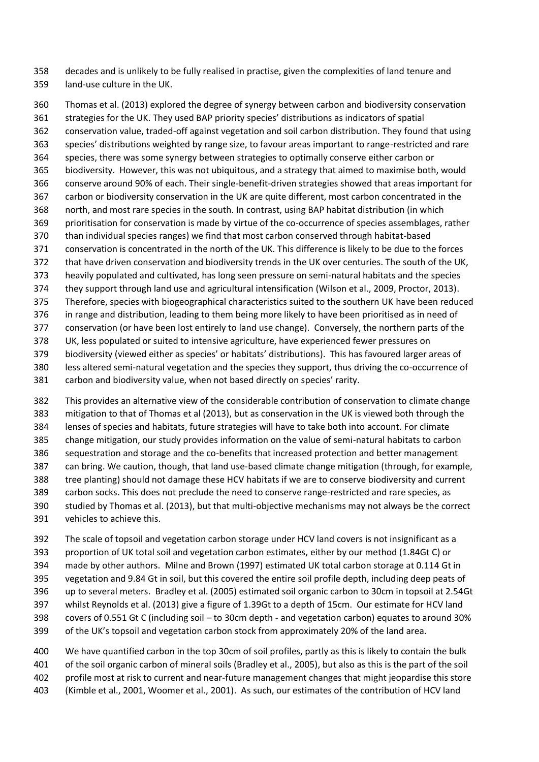decades and is unlikely to be fully realised in practise, given the complexities of land tenure and land-use culture in the UK.

Thomas et al. (2013) explored the degree of synergy between carbon and biodiversity conservation strategies for the UK. They used BAP priority species' distributions as indicators of spatial conservation value, traded-off against vegetation and soil carbon distribution. They found that using species' distributions weighted by range size, to favour areas important to range-restricted and rare species, there was some synergy between strategies to optimally conserve either carbon or biodiversity. However, this was not ubiquitous, and a strategy that aimed to maximise both, would conserve around 90% of each. Their single-benefit-driven strategies showed that areas important for carbon or biodiversity conservation in the UK are quite different, most carbon concentrated in the north, and most rare species in the south. In contrast, using BAP habitat distribution (in which prioritisation for conservation is made by virtue of the co-occurrence of species assemblages, rather than individual species ranges) we find that most carbon conserved through habitat-based conservation is concentrated in the north of the UK. This difference is likely to be due to the forces that have driven conservation and biodiversity trends in the UK over centuries. The south of the UK, heavily populated and cultivated, has long seen pressure on semi-natural habitats and the species they support through land use and agricultural intensification (Wilson et al., 2009, Proctor, 2013). Therefore, species with biogeographical characteristics suited to the southern UK have been reduced in range and distribution, leading to them being more likely to have been prioritised as in need of conservation (or have been lost entirely to land use change). Conversely, the northern parts of the UK, less populated or suited to intensive agriculture, have experienced fewer pressures on biodiversity (viewed either as species' or habitats' distributions). This has favoured larger areas of less altered semi-natural vegetation and the species they support, thus driving the co-occurrence of carbon and biodiversity value, when not based directly on species' rarity.

This provides an alternative view of the considerable contribution of conservation to climate change mitigation to that of Thomas et al (2013), but as conservation in the UK is viewed both through the lenses of species and habitats, future strategies will have to take both into account. For climate change mitigation, our study provides information on the value of semi-natural habitats to carbon sequestration and storage and the co-benefits that increased protection and better management can bring. We caution, though, that land use-based climate change mitigation (through, for example, tree planting) should not damage these HCV habitats if we are to conserve biodiversity and current carbon socks. This does not preclude the need to conserve range-restricted and rare species, as studied by Thomas et al. (2013), but that multi-objective mechanisms may not always be the correct vehicles to achieve this.

The scale of topsoil and vegetation carbon storage under HCV land covers is not insignificant as a proportion of UK total soil and vegetation carbon estimates, either by our method (1.84Gt C) or made by other authors. Milne and Brown (1997) estimated UK total carbon storage at 0.114 Gt in vegetation and 9.84 Gt in soil, but this covered the entire soil profile depth, including deep peats of up to several meters. Bradley et al. (2005) estimated soil organic carbon to 30cm in topsoil at 2.54Gt whilst Reynolds et al. (2013) give a figure of 1.39Gt to a depth of 15cm. Our estimate for HCV land covers of 0.551 Gt C (including soil – to 30cm depth - and vegetation carbon) equates to around 30% of the UK's topsoil and vegetation carbon stock from approximately 20% of the land area.

We have quantified carbon in the top 30cm of soil profiles, partly as this is likely to contain the bulk of the soil organic carbon of mineral soils (Bradley et al., 2005), but also as this is the part of the soil profile most at risk to current and near-future management changes that might jeopardise this store (Kimble et al., 2001, Woomer et al., 2001). As such, our estimates of the contribution of HCV land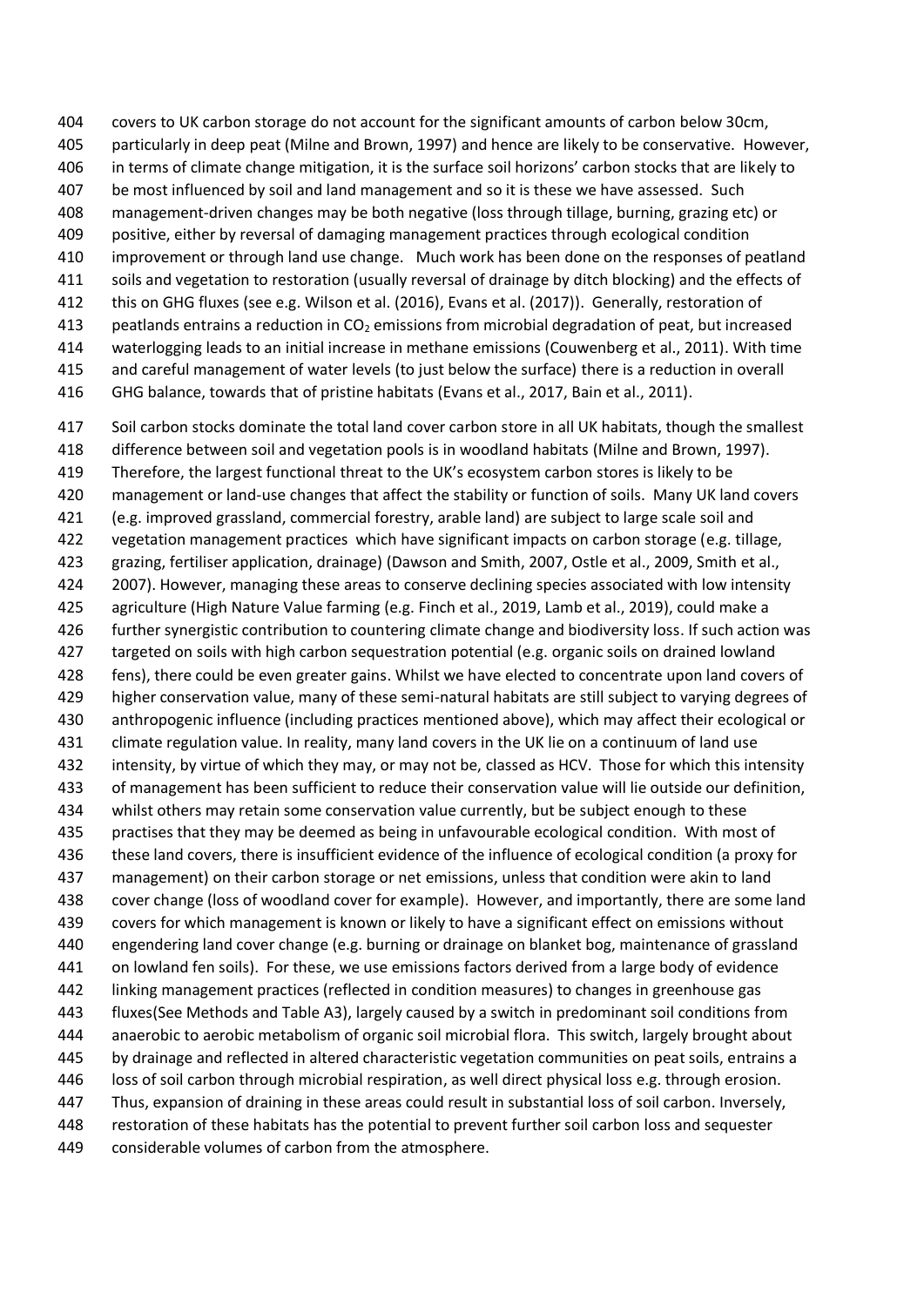covers to UK carbon storage do not account for the significant amounts of carbon below 30cm, particularly in deep peat (Milne and Brown, 1997) and hence are likely to be conservative. However, in terms of climate change mitigation, it is the surface soil horizons' carbon stocks that are likely to be most influenced by soil and land management and so it is these we have assessed. Such management-driven changes may be both negative (loss through tillage, burning, grazing etc) or positive, either by reversal of damaging management practices through ecological condition improvement or through land use change. Much work has been done on the responses of peatland soils and vegetation to restoration (usually reversal of drainage by ditch blocking) and the effects of this on GHG fluxes (see e.g. Wilson et al. (2016), Evans et al. (2017)). Generally, restoration of peatlands entrains a reduction in $CO_2$ emissions from microbial degradation of peat, but increased waterlogging leads to an initial increase in methane emissions (Couwenberg et al., 2011). With time and careful management of water levels (to just below the surface) there is a reduction in overall GHG balance, towards that of pristine habitats (Evans et al., 2017, Bain et al., 2011).

Soil carbon stocks dominate the total land cover carbon store in all UK habitats, though the smallest difference between soil and vegetation pools is in woodland habitats (Milne and Brown, 1997). Therefore, the largest functional threat to the UK's ecosystem carbon stores is likely to be management or land-use changes that affect the stability or function of soils. Many UK land covers (e.g. improved grassland, commercial forestry, arable land) are subject to large scale soil and vegetation management practices which have significant impacts on carbon storage (e.g. tillage, grazing, fertiliser application, drainage) (Dawson and Smith, 2007, Ostle et al., 2009, Smith et al., 2007). However, managing these areas to conserve declining species associated with low intensity agriculture (High Nature Value farming (e.g. Finch et al., 2019, Lamb et al., 2019), could make a further synergistic contribution to countering climate change and biodiversity loss. If such action was targeted on soils with high carbon sequestration potential (e.g. organic soils on drained lowland fens), there could be even greater gains. Whilst we have elected to concentrate upon land covers of higher conservation value, many of these semi-natural habitats are still subject to varying degrees of anthropogenic influence (including practices mentioned above), which may affect their ecological or climate regulation value. In reality, many land covers in the UK lie on a continuum of land use intensity, by virtue of which they may, or may not be, classed as HCV. Those for which this intensity of management has been sufficient to reduce their conservation value will lie outside our definition, whilst others may retain some conservation value currently, but be subject enough to these practises that they may be deemed as being in unfavourable ecological condition. With most of these land covers, there is insufficient evidence of the influence of ecological condition (a proxy for management) on their carbon storage or net emissions, unless that condition were akin to land cover change (loss of woodland cover for example). However, and importantly, there are some land covers for which management is known or likely to have a significant effect on emissions without engendering land cover change (e.g. burning or drainage on blanket bog, maintenance of grassland on lowland fen soils). For these, we use emissions factors derived from a large body of evidence linking management practices (reflected in condition measures) to changes in greenhouse gas fluxes(See Methods and Table A3), largely caused by a switch in predominant soil conditions from anaerobic to aerobic metabolism of organic soil microbial flora. This switch, largely brought about by drainage and reflected in altered characteristic vegetation communities on peat soils, entrains a loss of soil carbon through microbial respiration, as well direct physical loss e.g. through erosion. Thus, expansion of draining in these areas could result in substantial loss of soil carbon. Inversely, restoration of these habitats has the potential to prevent further soil carbon loss and sequester considerable volumes of carbon from the atmosphere.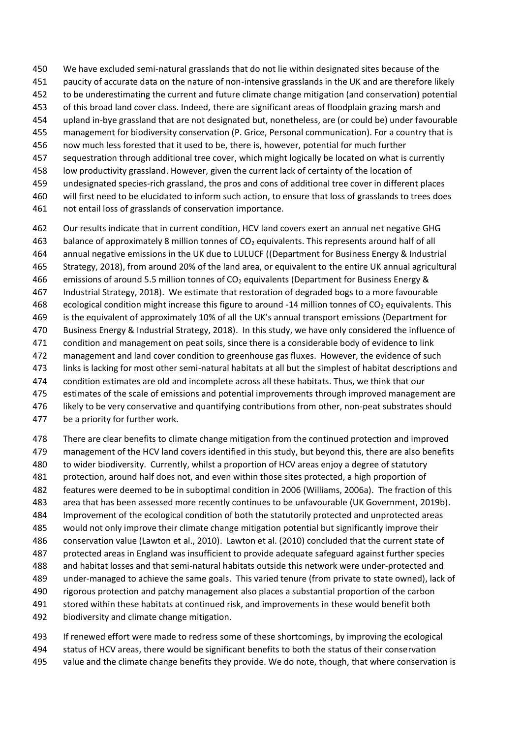We have excluded semi-natural grasslands that do not lie within designated sites because of the paucity of accurate data on the nature of non-intensive grasslands in the UK and are therefore likely to be underestimating the current and future climate change mitigation (and conservation) potential of this broad land cover class. Indeed, there are significant areas of floodplain grazing marsh and upland in-bye grassland that are not designated but, nonetheless, are (or could be) under favourable management for biodiversity conservation (P. Grice, Personal communication). For a country that is now much less forested that it used to be, there is, however, potential for much further sequestration through additional tree cover, which might logically be located on what is currently low productivity grassland. However, given the current lack of certainty of the location of undesignated species-rich grassland, the pros and cons of additional tree cover in different places will first need to be elucidated to inform such action, to ensure that loss of grasslands to trees does not entail loss of grasslands of conservation importance.

Our results indicate that in current condition, HCV land covers exert an annual net negative GHG balance of approximately 8 million tonnes of $CO_2$ equivalents. This represents around half of all annual negative emissions in the UK due to LULUCF ((Department for Business Energy & Industrial Strategy, 2018), from around 20% of the land area, or equivalent to the entire UK annual agricultural emissions of around 5.5 million tonnes of $CO_2$ equivalents (Department for Business Energy & Industrial Strategy, 2018). We estimate that restoration of degraded bogs to a more favourable ecological condition might increase this figure to around -14 million tonnes of $CO_2$ equivalents. This is the equivalent of approximately 10% of all the UK's annual transport emissions (Department for Business Energy & Industrial Strategy, 2018). In this study, we have only considered the influence of condition and management on peat soils, since there is a considerable body of evidence to link management and land cover condition to greenhouse gas fluxes. However, the evidence of such links is lacking for most other semi-natural habitats at all but the simplest of habitat descriptions and condition estimates are old and incomplete across all these habitats. Thus, we think that our estimates of the scale of emissions and potential improvements through improved management are likely to be very conservative and quantifying contributions from other, non-peat substrates should be a priority for further work.

There are clear benefits to climate change mitigation from the continued protection and improved management of the HCV land covers identified in this study, but beyond this, there are also benefits to wider biodiversity. Currently, whilst a proportion of HCV areas enjoy a degree of statutory protection, around half does not, and even within those sites protected, a high proportion of features were deemed to be in suboptimal condition in 2006 (Williams, 2006a). The fraction of this area that has been assessed more recently continues to be unfavourable (UK Government, 2019b). Improvement of the ecological condition of both the statutorily protected and unprotected areas would not only improve their climate change mitigation potential but significantly improve their conservation value (Lawton et al., 2010). Lawton et al. (2010) concluded that the current state of protected areas in England was insufficient to provide adequate safeguard against further species and habitat losses and that semi-natural habitats outside this network were under-protected and under-managed to achieve the same goals. This varied tenure (from private to state owned), lack of rigorous protection and patchy management also places a substantial proportion of the carbon stored within these habitats at continued risk, and improvements in these would benefit both biodiversity and climate change mitigation.

If renewed effort were made to redress some of these shortcomings, by improving the ecological status of HCV areas, there would be significant benefits to both the status of their conservation value and the climate change benefits they provide. We do note, though, that where conservation is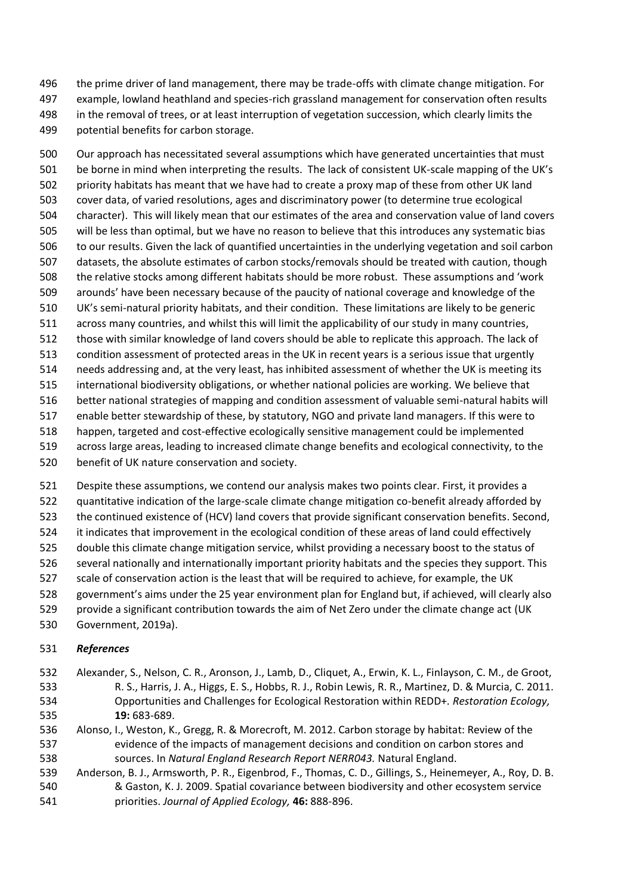the prime driver of land management, there may be trade-offs with climate change mitigation. For example, lowland heathland and species-rich grassland management for conservation often results in the removal of trees, or at least interruption of vegetation succession, which clearly limits the potential benefits for carbon storage.

Our approach has necessitated several assumptions which have generated uncertainties that must be borne in mind when interpreting the results. The lack of consistent UK-scale mapping of the UK's priority habitats has meant that we have had to create a proxy map of these from other UK land cover data, of varied resolutions, ages and discriminatory power (to determine true ecological character). This will likely mean that our estimates of the area and conservation value of land covers will be less than optimal, but we have no reason to believe that this introduces any systematic bias to our results. Given the lack of quantified uncertainties in the underlying vegetation and soil carbon datasets, the absolute estimates of carbon stocks/removals should be treated with caution, though the relative stocks among different habitats should be more robust. These assumptions and 'work arounds' have been necessary because of the paucity of national coverage and knowledge of the UK's semi-natural priority habitats, and their condition. These limitations are likely to be generic across many countries, and whilst this will limit the applicability of our study in many countries, those with similar knowledge of land covers should be able to replicate this approach. The lack of condition assessment of protected areas in the UK in recent years is a serious issue that urgently needs addressing and, at the very least, has inhibited assessment of whether the UK is meeting its international biodiversity obligations, or whether national policies are working. We believe that better national strategies of mapping and condition assessment of valuable semi-natural habits will enable better stewardship of these, by statutory, NGO and private land managers. If this were to happen, targeted and cost-effective ecologically sensitive management could be implemented across large areas, leading to increased climate change benefits and ecological connectivity, to the benefit of UK nature conservation and society.

Despite these assumptions, we contend our analysis makes two points clear. First, it provides a quantitative indication of the large-scale climate change mitigation co-benefit already afforded by the continued existence of (HCV) land covers that provide significant conservation benefits. Second, it indicates that improvement in the ecological condition of these areas of land could effectively double this climate change mitigation service, whilst providing a necessary boost to the status of several nationally and internationally important priority habitats and the species they support. This scale of conservation action is the least that will be required to achieve, for example, the UK government's aims under the 25 year environment plan for England but, if achieved, will clearly also provide a significant contribution towards the aim of Net Zero under the climate change act (UK Government, 2019a).

### *References*

Alexander, S., Nelson, C. R., Aronson, J., Lamb, D., Cliquet, A., Erwin, K. L., Finlayson, C. M., de Groot, R. S., Harris, J. A., Higgs, E. S., Hobbs, R. J., Robin Lewis, R. R., Martinez, D. & Murcia, C. 2011. Opportunities and Challenges for Ecological Restoration within REDD+. *Restoration Ecology,* **19:** 683-689.

Alonso, I., Weston, K., Gregg, R. & Morecroft, M. 2012. Carbon storage by habitat: Review of the evidence of the impacts of management decisions and condition on carbon stores and sources. In *Natural England Research Report NERR043.* Natural England.

Anderson, B. J., Armsworth, P. R., Eigenbrod, F., Thomas, C. D., Gillings, S., Heinemeyer, A., Roy, D. B. & Gaston, K. J. 2009. Spatial covariance between biodiversity and other ecosystem service priorities. *Journal of Applied Ecology,* **46:** 888-896.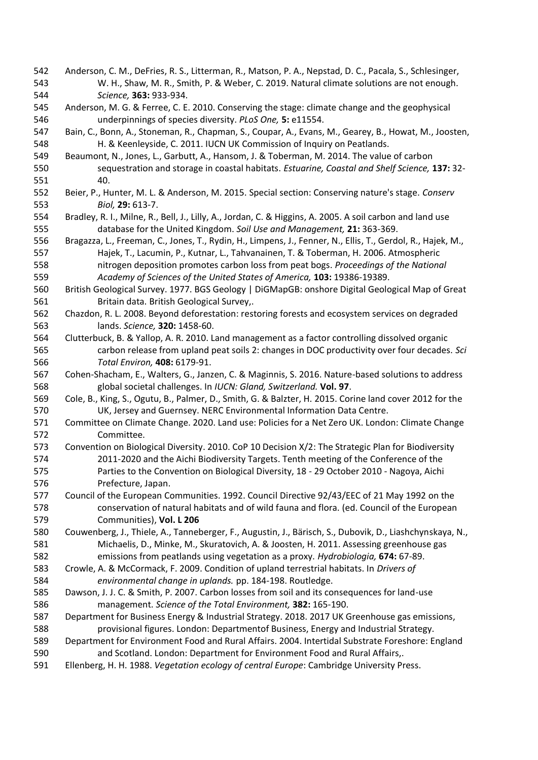Anderson, C. M., DeFries, R. S., Litterman, R., Matson, P. A., Nepstad, D. C., Pacala, S., Schlesinger, W. H., Shaw, M. R., Smith, P. & Weber, C. 2019. Natural climate solutions are not enough. *Science,* **363:** 933-934.

Anderson, M. G. & Ferree, C. E. 2010. Conserving the stage: climate change and the geophysical underpinnings of species diversity. *PLoS One,* **5:** e11554.

Bain, C., Bonn, A., Stoneman, R., Chapman, S., Coupar, A., Evans, M., Gearey, B., Howat, M., Joosten, H. & Keenleyside, C. 2011. IUCN UK Commission of Inquiry on Peatlands.

Beaumont, N., Jones, L., Garbutt, A., Hansom, J. & Toberman, M. 2014. The value of carbon sequestration and storage in coastal habitats. *Estuarine, Coastal and Shelf Science,* **137:** 32-40.

Beier, P., Hunter, M. L. & Anderson, M. 2015. Special section: Conserving nature's stage. *Conserv Biol,* **29:** 613-7.

Bradley, R. I., Milne, R., Bell, J., Lilly, A., Jordan, C. & Higgins, A. 2005. A soil carbon and land use database for the United Kingdom. *Soil Use and Management,* **21:** 363-369.

Bragazza, L., Freeman, C., Jones, T., Rydin, H., Limpens, J., Fenner, N., Ellis, T., Gerdol, R., Hajek, M., Hajek, T., Lacumin, P., Kutnar, L., Tahvanainen, T. & Toberman, H. 2006. Atmospheric nitrogen deposition promotes carbon loss from peat bogs. *Proceedings of the National Academy of Sciences of the United States of America,* **103:** 19386-19389.

British Geological Survey. 1977. BGS Geology | DiGMapGB: onshore Digital Geological Map of Great Britain data. British Geological Survey,.

Chazdon, R. L. 2008. Beyond deforestation: restoring forests and ecosystem services on degraded lands. *Science,* **320:** 1458-60.

Clutterbuck, B. & Yallop, A. R. 2010. Land management as a factor controlling dissolved organic carbon release from upland peat soils 2: changes in DOC productivity over four decades. *Sci Total Environ,* **408:** 6179-91.

Cohen-Shacham, E., Walters, G., Janzen, C. & Maginnis, S. 2016. Nature-based solutions to address global societal challenges. In *IUCN: Gland, Switzerland.* **Vol. 97**.

Cole, B., King, S., Ogutu, B., Palmer, D., Smith, G. & Balzter, H. 2015. Corine land cover 2012 for the UK, Jersey and Guernsey. NERC Environmental Information Data Centre.

Committee on Climate Change. 2020. Land use: Policies for a Net Zero UK. London: Climate Change Committee.

Convention on Biological Diversity. 2010. CoP 10 Decision X/2: The Strategic Plan for Biodiversity 2011-2020 and the Aichi Biodiversity Targets. Tenth meeting of the Conference of the Parties to the Convention on Biological Diversity, 18 - 29 October 2010 - Nagoya, Aichi Prefecture, Japan.

Council of the European Communities. 1992. Council Directive 92/43/EEC of 21 May 1992 on the conservation of natural habitats and of wild fauna and flora. (ed. Council of the European Communities), **Vol. L 206**

Couwenberg, J., Thiele, A., Tanneberger, F., Augustin, J., Bärisch, S., Dubovik, D., Liashchynskaya, N., Michaelis, D., Minke, M., Skuratovich, A. & Joosten, H. 2011. Assessing greenhouse gas emissions from peatlands using vegetation as a proxy. *Hydrobiologia,* **674:** 67-89.

Crowle, A. & McCormack, F. 2009. Condition of upland terrestrial habitats. In *Drivers of environmental change in uplands.* pp. 184-198. Routledge.

Dawson, J. J. C. & Smith, P. 2007. Carbon losses from soil and its consequences for land-use management. *Science of the Total Environment,* **382:** 165-190.

Department for Business Energy & Industrial Strategy. 2018. 2017 UK Greenhouse gas emissions, provisional figures. London: Departmentof Business, Energy and Industrial Strategy.

Department for Environment Food and Rural Affairs. 2004. Intertidal Substrate Foreshore: England and Scotland. London: Department for Environment Food and Rural Affairs,.

Ellenberg, H. H. 1988. *Vegetation ecology of central Europe*: Cambridge University Press.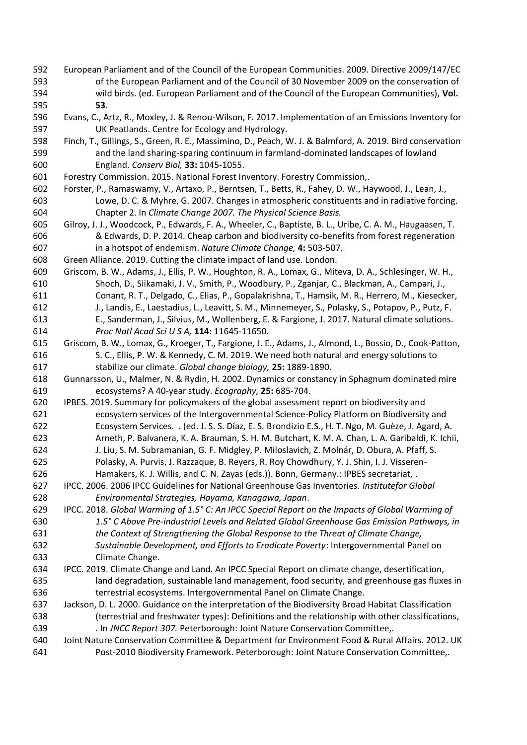European Parliament and of the Council of the European Communities. 2009. Directive 2009/147/EC of the European Parliament and of the Council of 30 November 2009 on the conservation of wild birds. (ed. European Parliament and of the Council of the European Communities), **Vol. 53**.

Evans, C., Artz, R., Moxley, J. & Renou-Wilson, F. 2017. Implementation of an Emissions Inventory for UK Peatlands. Centre for Ecology and Hydrology.

Finch, T., Gillings, S., Green, R. E., Massimino, D., Peach, W. J. & Balmford, A. 2019. Bird conservation and the land sharing-sparing continuum in farmland-dominated landscapes of lowland England. *Conserv Biol,* **33:** 1045-1055.

Forestry Commission. 2015. National Forest Inventory. Forestry Commission,.

Forster, P., Ramaswamy, V., Artaxo, P., Berntsen, T., Betts, R., Fahey, D. W., Haywood, J., Lean, J., Lowe, D. C. & Myhre, G. 2007. Changes in atmospheric constituents and in radiative forcing. Chapter 2. In *Climate Change 2007. The Physical Science Basis.*

Gilroy, J. J., Woodcock, P., Edwards, F. A., Wheeler, C., Baptiste, B. L., Uribe, C. A. M., Haugaasen, T. & Edwards, D. P. 2014. Cheap carbon and biodiversity co-benefits from forest regeneration in a hotspot of endemism. *Nature Climate Change,* **4:** 503-507.

Green Alliance. 2019. Cutting the climate impact of land use. London.

Griscom, B. W., Adams, J., Ellis, P. W., Houghton, R. A., Lomax, G., Miteva, D. A., Schlesinger, W. H., Shoch, D., Siikamaki, J. V., Smith, P., Woodbury, P., Zganjar, C., Blackman, A., Campari, J., Conant, R. T., Delgado, C., Elias, P., Gopalakrishna, T., Hamsik, M. R., Herrero, M., Kiesecker, J., Landis, E., Laestadius, L., Leavitt, S. M., Minnemeyer, S., Polasky, S., Potapov, P., Putz, F. E., Sanderman, J., Silvius, M., Wollenberg, E. & Fargione, J. 2017. Natural climate solutions. *Proc Natl Acad Sci U S A,* **114:** 11645-11650.

Griscom, B. W., Lomax, G., Kroeger, T., Fargione, J. E., Adams, J., Almond, L., Bossio, D., Cook-Patton, S. C., Ellis, P. W. & Kennedy, C. M. 2019. We need both natural and energy solutions to stabilize our climate. *Global change biology,* **25:** 1889-1890.

Gunnarsson, U., Malmer, N. & Rydin, H. 2002. Dynamics or constancy in Sphagnum dominated mire ecosystems? A 40-year study. *Ecography,* **25:** 685-704.

IPBES. 2019. Summary for policymakers of the global assessment report on biodiversity and ecosystem services of the Intergovernmental Science-Policy Platform on Biodiversity and Ecosystem Services. . (ed. J. S. S. Díaz, E. S. Brondizio E.S., H. T. Ngo, M. Guèze, J. Agard, A. Arneth, P. Balvanera, K. A. Brauman, S. H. M. Butchart, K. M. A. Chan, L. A. Garibaldi, K. Ichii, J. Liu, S. M. Subramanian, G. F. Midgley, P. Miloslavich, Z. Molnár, D. Obura, A. Pfaff, S. Polasky, A. Purvis, J. Razzaque, B. Reyers, R. Roy Chowdhury, Y. J. Shin, I. J. Visseren-Hamakers, K. J. Willis, and C. N. Zayas (eds.)). Bonn, Germany.: IPBES secretariat, .

IPCC. 2006. 2006 IPCC Guidelines for National Greenhouse Gas Inventories. *Institutefor Global Environmental Strategies, Hayama, Kanagawa, Japan*.

IPCC. 2018. *Global Warming of 1.5° C: An IPCC Special Report on the Impacts of Global Warming of 1.5° C Above Pre-industrial Levels and Related Global Greenhouse Gas Emission Pathways, in the Context of Strengthening the Global Response to the Threat of Climate Change, Sustainable Development, and Efforts to Eradicate Poverty*: Intergovernmental Panel on Climate Change.

IPCC. 2019. Climate Change and Land. An IPCC Special Report on climate change, desertification, land degradation, sustainable land management, food security, and greenhouse gas fluxes in terrestrial ecosystems. Intergovernmental Panel on Climate Change.

Jackson, D. L. 2000. Guidance on the interpretation of the Biodiversity Broad Habitat Classification (terrestrial and freshwater types): Definitions and the relationship with other classifications, . In *JNCC Report 307.* Peterborough: Joint Nature Conservation Committee,.

Joint Nature Conservation Committee & Department for Environment Food & Rural Affairs. 2012. UK Post-2010 Biodiversity Framework. Peterborough: Joint Nature Conservation Committee,.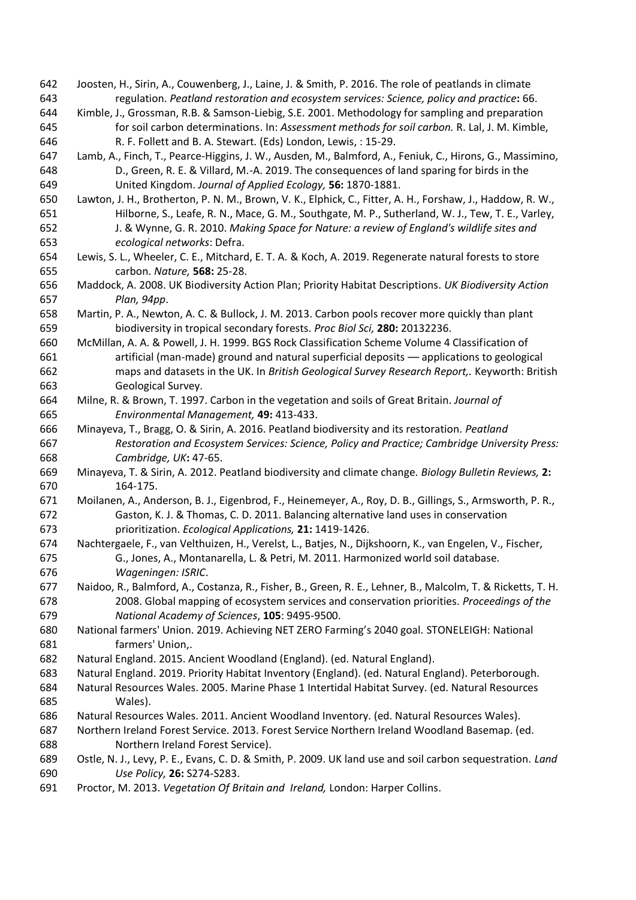Joosten, H., Sirin, A., Couwenberg, J., Laine, J. & Smith, P. 2016. The role of peatlands in climate regulation. *Peatland restoration and ecosystem services: Science, policy and practice***:** 66.

Kimble, J., Grossman, R.B. & Samson-Liebig, S.E. 2001. Methodology for sampling and preparation for soil carbon determinations. In: *Assessment methods for soil carbon.* R. Lal, J. M. Kimble, R. F. Follett and B. A. Stewart. (Eds) London, Lewis, : 15-29.

Lamb, A., Finch, T., Pearce-Higgins, J. W., Ausden, M., Balmford, A., Feniuk, C., Hirons, G., Massimino, D., Green, R. E. & Villard, M.-A. 2019. The consequences of land sparing for birds in the United Kingdom. *Journal of Applied Ecology,* **56:** 1870-1881.

Lawton, J. H., Brotherton, P. N. M., Brown, V. K., Elphick, C., Fitter, A. H., Forshaw, J., Haddow, R. W., Hilborne, S., Leafe, R. N., Mace, G. M., Southgate, M. P., Sutherland, W. J., Tew, T. E., Varley, J. & Wynne, G. R. 2010. *Making Space for Nature: a review of England's wildlife sites and ecological networks*: Defra.

Lewis, S. L., Wheeler, C. E., Mitchard, E. T. A. & Koch, A. 2019. Regenerate natural forests to store carbon. *Nature,* **568:** 25-28.

Maddock, A. 2008. UK Biodiversity Action Plan; Priority Habitat Descriptions. *UK Biodiversity Action Plan, 94pp*.

Martin, P. A., Newton, A. C. & Bullock, J. M. 2013. Carbon pools recover more quickly than plant biodiversity in tropical secondary forests. *Proc Biol Sci,* **280:** 20132236.

McMillan, A. A. & Powell, J. H. 1999. BGS Rock Classification Scheme Volume 4 Classification of artificial (man-made) ground and natural superficial deposits — applications to geological maps and datasets in the UK. In *British Geological Survey Research Report,.* Keyworth: British Geological Survey.

Milne, R. & Brown, T. 1997. Carbon in the vegetation and soils of Great Britain. *Journal of Environmental Management,* **49:** 413-433.

Minayeva, T., Bragg, O. & Sirin, A. 2016. Peatland biodiversity and its restoration. *Peatland Restoration and Ecosystem Services: Science, Policy and Practice; Cambridge University Press: Cambridge, UK***:** 47-65.

Minayeva, T. & Sirin, A. 2012. Peatland biodiversity and climate change. *Biology Bulletin Reviews,* **2:** 164-175.

Moilanen, A., Anderson, B. J., Eigenbrod, F., Heinemeyer, A., Roy, D. B., Gillings, S., Armsworth, P. R., Gaston, K. J. & Thomas, C. D. 2011. Balancing alternative land uses in conservation prioritization. *Ecological Applications,* **21:** 1419-1426.

Nachtergaele, F., van Velthuizen, H., Verelst, L., Batjes, N., Dijkshoorn, K., van Engelen, V., Fischer, G., Jones, A., Montanarella, L. & Petri, M. 2011. Harmonized world soil database. *Wageningen: ISRIC*.

Naidoo, R., Balmford, A., Costanza, R., Fisher, B., Green, R. E., Lehner, B., Malcolm, T. & Ricketts, T. H. 2008. Global mapping of ecosystem services and conservation priorities. *Proceedings of the National Academy of Sciences*, **105**: 9495-9500.

National farmers' Union. 2019. Achieving NET ZERO Farming's 2040 goal. STONELEIGH: National farmers' Union,.

Natural England. 2015. Ancient Woodland (England). (ed. Natural England).

Natural England. 2019. Priority Habitat Inventory (England). (ed. Natural England). Peterborough.

Natural Resources Wales. 2005. Marine Phase 1 Intertidal Habitat Survey. (ed. Natural Resources Wales).

Natural Resources Wales. 2011. Ancient Woodland Inventory. (ed. Natural Resources Wales).

Northern Ireland Forest Service. 2013. Forest Service Northern Ireland Woodland Basemap. (ed. Northern Ireland Forest Service).

Ostle, N. J., Levy, P. E., Evans, C. D. & Smith, P. 2009. UK land use and soil carbon sequestration. *Land Use Policy,* **26:** S274-S283.

Proctor, M. 2013. *Vegetation Of Britain and Ireland,* London: Harper Collins.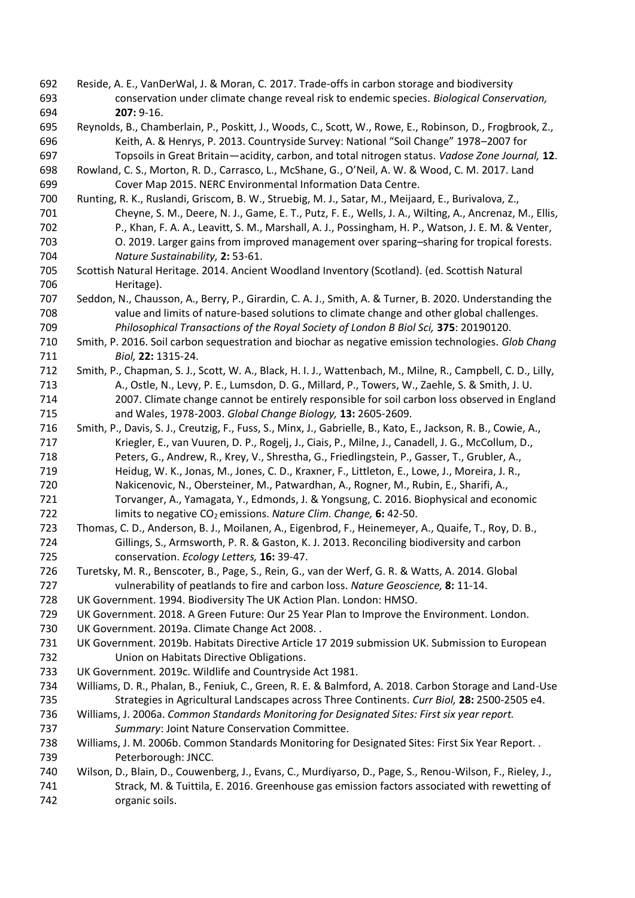Reside, A. E., VanDerWal, J. & Moran, C. 2017. Trade-offs in carbon storage and biodiversity conservation under climate change reveal risk to endemic species. *Biological Conservation,* **207:** 9-16.

Reynolds, B., Chamberlain, P., Poskitt, J., Woods, C., Scott, W., Rowe, E., Robinson, D., Frogbrook, Z., Keith, A. & Henrys, P. 2013. Countryside Survey: National "Soil Change" 1978–2007 for Topsoils in Great Britain—acidity, carbon, and total nitrogen status. *Vadose Zone Journal,* **12**.

Rowland, C. S., Morton, R. D., Carrasco, L., McShane, G., O'Neil, A. W. & Wood, C. M. 2017. Land Cover Map 2015. NERC Environmental Information Data Centre.

Runting, R. K., Ruslandi, Griscom, B. W., Struebig, M. J., Satar, M., Meijaard, E., Burivalova, Z., Cheyne, S. M., Deere, N. J., Game, E. T., Putz, F. E., Wells, J. A., Wilting, A., Ancrenaz, M., Ellis, P., Khan, F. A. A., Leavitt, S. M., Marshall, A. J., Possingham, H. P., Watson, J. E. M. & Venter, O. 2019. Larger gains from improved management over sparing–sharing for tropical forests. *Nature Sustainability,* **2:** 53-61.

Scottish Natural Heritage. 2014. Ancient Woodland Inventory (Scotland). (ed. Scottish Natural Heritage).

Seddon, N., Chausson, A., Berry, P., Girardin, C. A. J., Smith, A. & Turner, B. 2020. Understanding the value and limits of nature-based solutions to climate change and other global challenges. *Philosophical Transactions of the Royal Society of London B Biol Sci,* **375**: 20190120.

Smith, P. 2016. Soil carbon sequestration and biochar as negative emission technologies. *Glob Chang Biol,* **22:** 1315-24.

Smith, P., Chapman, S. J., Scott, W. A., Black, H. I. J., Wattenbach, M., Milne, R., Campbell, C. D., Lilly, A., Ostle, N., Levy, P. E., Lumsdon, D. G., Millard, P., Towers, W., Zaehle, S. & Smith, J. U. 2007. Climate change cannot be entirely responsible for soil carbon loss observed in England and Wales, 1978-2003. *Global Change Biology,* **13:** 2605-2609.

Smith, P., Davis, S. J., Creutzig, F., Fuss, S., Minx, J., Gabrielle, B., Kato, E., Jackson, R. B., Cowie, A., Kriegler, E., van Vuuren, D. P., Rogelj, J., Ciais, P., Milne, J., Canadell, J. G., McCollum, D., Peters, G., Andrew, R., Krey, V., Shrestha, G., Friedlingstein, P., Gasser, T., Grubler, A., Heidug, W. K., Jonas, M., Jones, C. D., Kraxner, F., Littleton, E., Lowe, J., Moreira, J. R., Nakicenovic, N., Obersteiner, M., Patwardhan, A., Rogner, M., Rubin, E., Sharifi, A., Torvanger, A., Yamagata, Y., Edmonds, J. & Yongsung, C. 2016. Biophysical and economic limits to negative $CO_2$ emissions. *Nature Clim. Change,* **6:** 42-50.

Thomas, C. D., Anderson, B. J., Moilanen, A., Eigenbrod, F., Heinemeyer, A., Quaife, T., Roy, D. B., Gillings, S., Armsworth, P. R. & Gaston, K. J. 2013. Reconciling biodiversity and carbon conservation. *Ecology Letters,* **16:** 39-47.

Turetsky, M. R., Benscoter, B., Page, S., Rein, G., van der Werf, G. R. & Watts, A. 2014. Global vulnerability of peatlands to fire and carbon loss. *Nature Geoscience,* **8:** 11-14.

UK Government. 1994. Biodiversity The UK Action Plan. London: HMSO.

UK Government. 2018. A Green Future: Our 25 Year Plan to Improve the Environment. London.

UK Government. 2019a. Climate Change Act 2008. .

UK Government. 2019b. Habitats Directive Article 17 2019 submission UK. Submission to European Union on Habitats Directive Obligations.

UK Government. 2019c. Wildlife and Countryside Act 1981.

Williams, D. R., Phalan, B., Feniuk, C., Green, R. E. & Balmford, A. 2018. Carbon Storage and Land-Use Strategies in Agricultural Landscapes across Three Continents. *Curr Biol,* **28:** 2500-2505 e4.

Williams, J. 2006a. *Common Standards Monitoring for Designated Sites: First six year report. Summary*: Joint Nature Conservation Committee.

Williams, J. M. 2006b. Common Standards Monitoring for Designated Sites: First Six Year Report. . Peterborough: JNCC.

Wilson, D., Blain, D., Couwenberg, J., Evans, C., Murdiyarso, D., Page, S., Renou-Wilson, F., Rieley, J., Strack, M. & Tuittila, E. 2016. Greenhouse gas emission factors associated with rewetting of organic soils.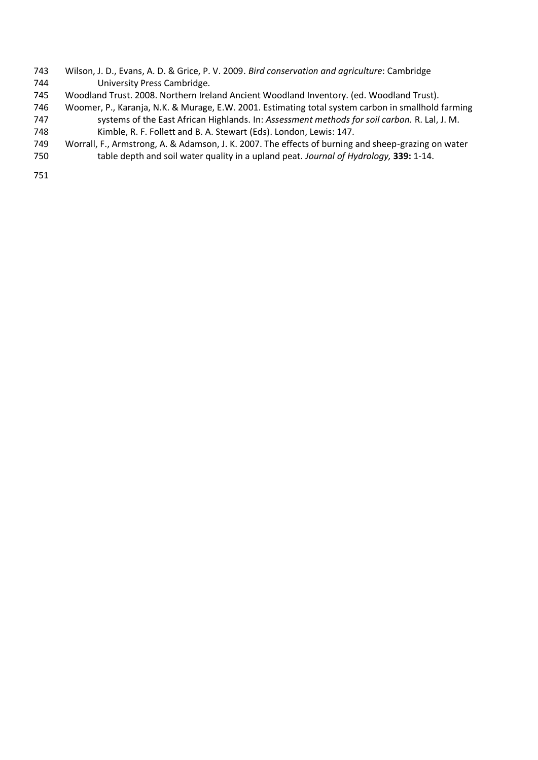Wilson, J. D., Evans, A. D. & Grice, P. V. 2009. *Bird conservation and agriculture*: Cambridge University Press Cambridge.

Woodland Trust. 2008. Northern Ireland Ancient Woodland Inventory. (ed. Woodland Trust).

Woomer, P., Karanja, N.K. & Murage, E.W. 2001. Estimating total system carbon in smallhold farming systems of the East African Highlands. In: *Assessment methods for soil carbon.* R. Lal, J. M. Kimble, R. F. Follett and B. A. Stewart (Eds). London, Lewis: 147.

Worrall, F., Armstrong, A. & Adamson, J. K. 2007. The effects of burning and sheep-grazing on water table depth and soil water quality in a upland peat. *Journal of Hydrology,* **339:** 1-14.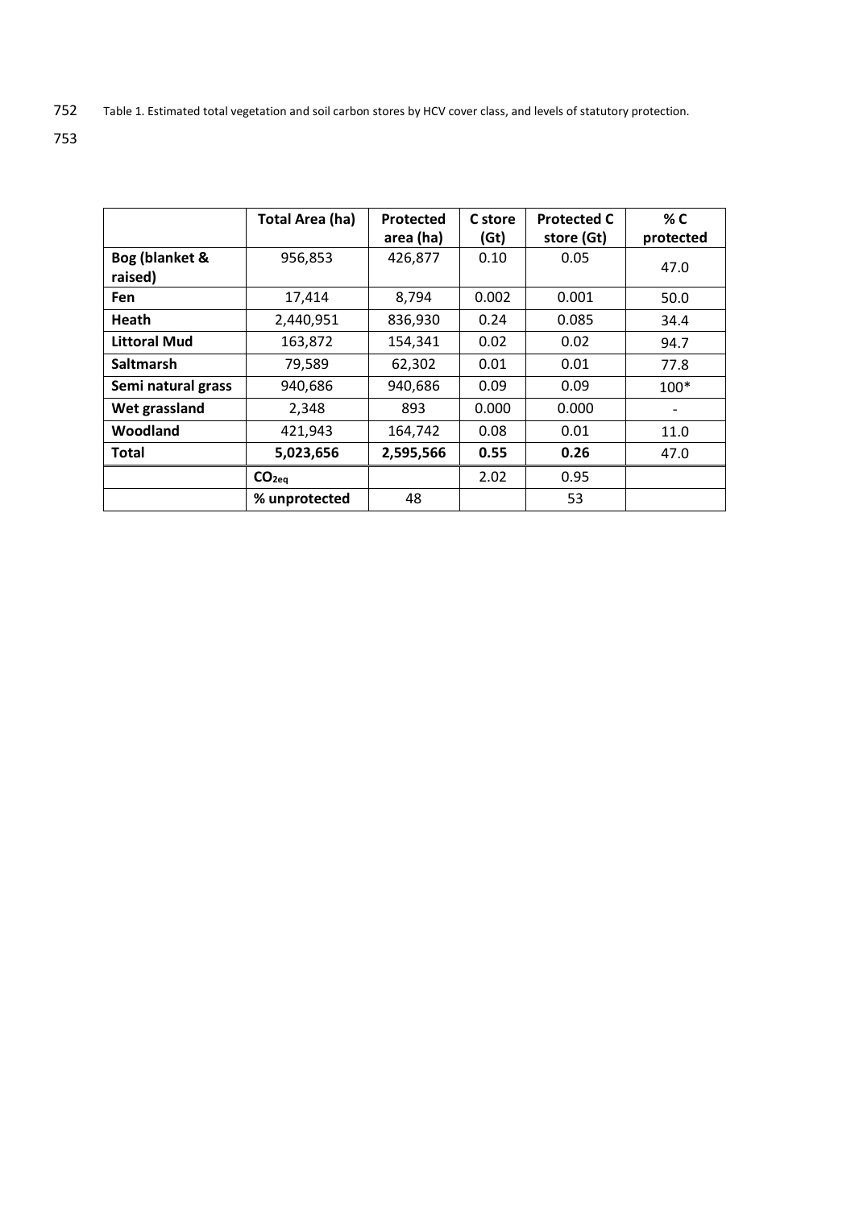Table 1. Estimated total vegetation and soil carbon stores by HCV cover class, and levels of statutory protection.

| | Total Area (ha) | Protected area (ha) | C store (Gt) | Protected C store (Gt) | % C protected |
|---|---|---|---|---|---|
| **Bog (blanket & raised)** | 956,853 | 426,877 | 0.10 | 0.05 | 47.0 |
| **Fen** | 17,414 | 8,794 | 0.002 | 0.001 | 50.0 |
| **Heath** | 2,440,951 | 836,930 | 0.24 | 0.085 | 34.4 |
| **Littoral Mud** | 163,872 | 154,341 | 0.02 | 0.02 | 94.7 |
| **Saltmarsh** | 79,589 | 62,302 | 0.01 | 0.01 | 77.8 |
| **Semi natural grass** | 940,686 | 940,686 | 0.09 | 0.09 | 100* |
| **Wet grassland** | 2,348 | 893 | 0.000 | 0.000 | - |
| **Woodland** | 421,943 | 164,742 | 0.08 | 0.01 | 11.0 |
| **Total** | **5,023,656** | **2,595,566** | **0.55** | **0.26** | 47.0 |
| | **$CO_{2eq}$** | | 2.02 | 0.95 | |
| | **% unprotected** | 48 | | 53 | |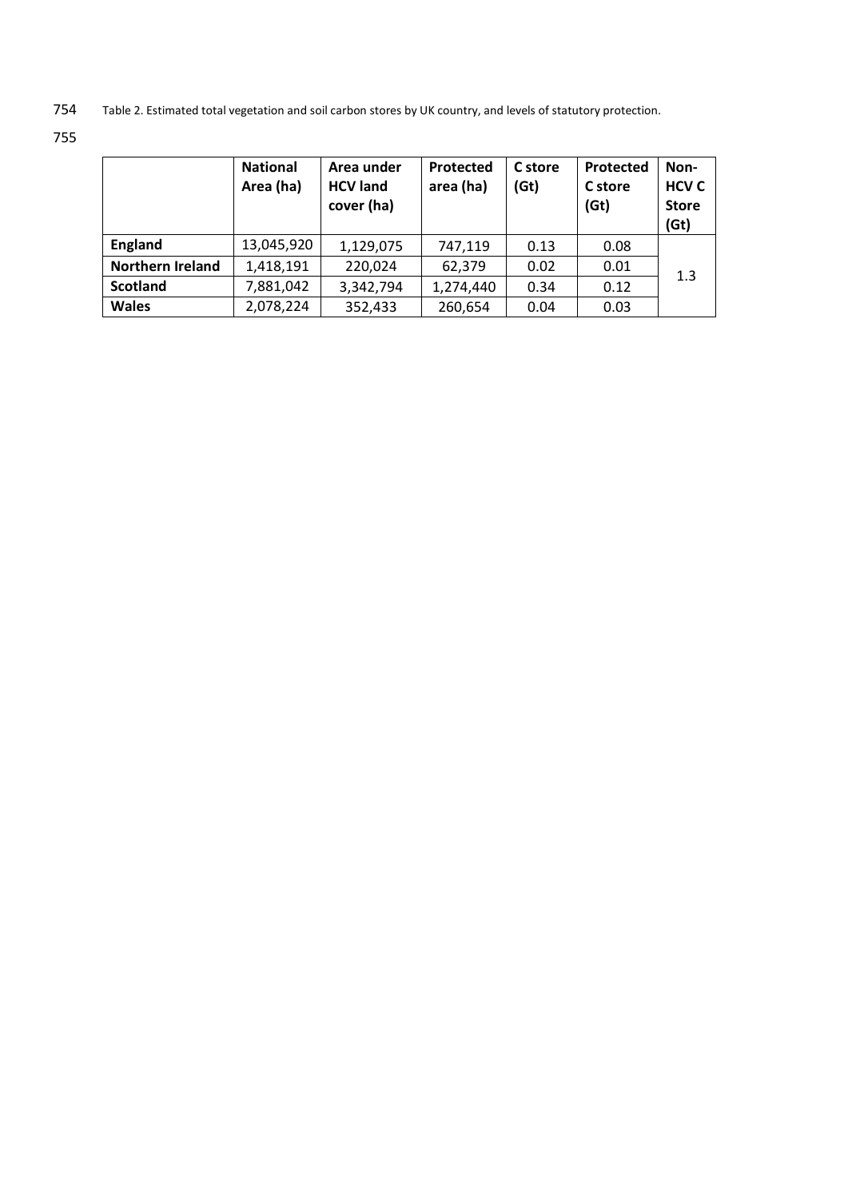Table 2. Estimated total vegetation and soil carbon stores by UK country, and levels of statutory protection.

| | National Area (ha) | Area under HCV land cover (ha) | Protected area (ha) | C store (Gt) | Protected C store (Gt) | Non-HCV C Store (Gt) |
|---|---|---|---|---|---|---|
| **England** | 13,045,920 | 1,129,075 | 747,119 | 0.13 | 0.08 | 1.3 |
| **Northern Ireland** | 1,418,191 | 220,024 | 62,379 | 0.02 | 0.01 | |
| **Scotland** | 7,881,042 | 3,342,794 | 1,274,440 | 0.34 | 0.12 | |
| **Wales** | 2,078,224 | 352,433 | 260,654 | 0.04 | 0.03 | |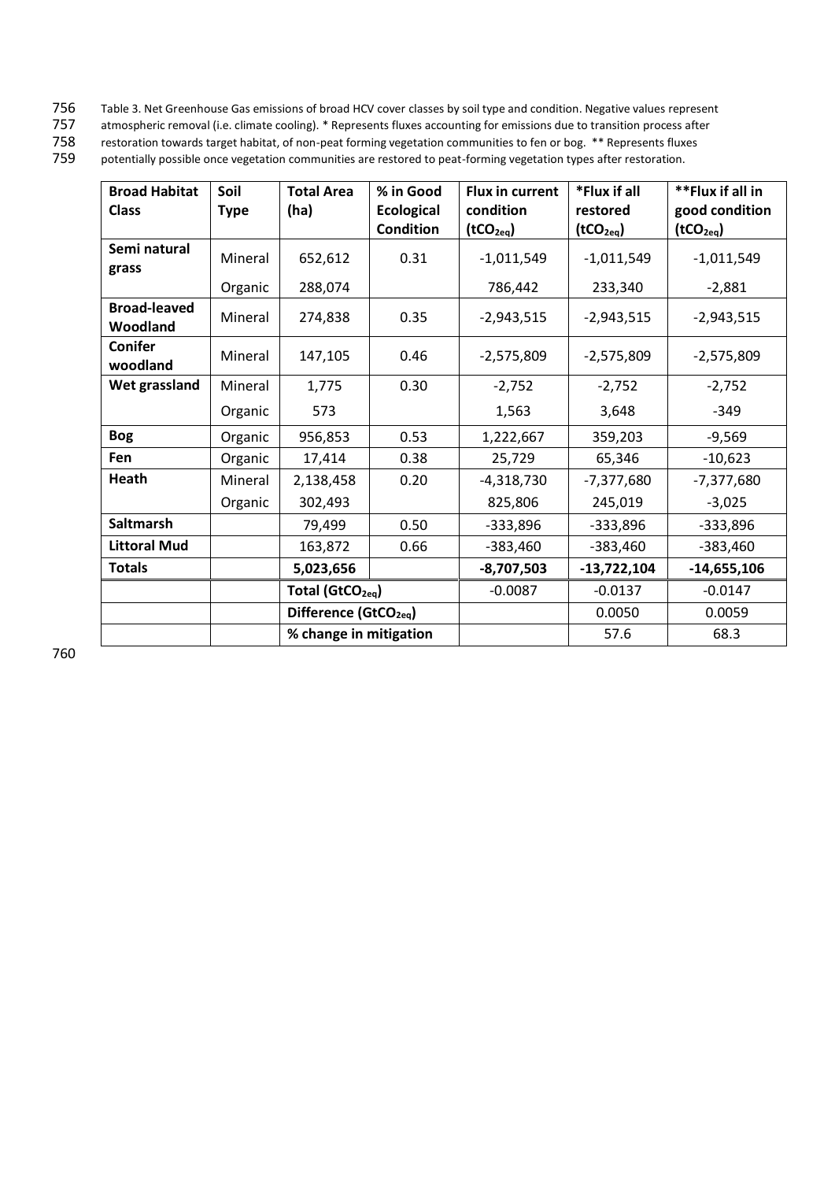Table 3. Net Greenhouse Gas emissions of broad HCV cover classes by soil type and condition. Negative values represent atmospheric removal (i.e. climate cooling). * Represents fluxes accounting for emissions due to transition process after restoration towards target habitat, of non-peat forming vegetation communities to fen or bog. ** Represents fluxes potentially possible once vegetation communities are restored to peat-forming vegetation types after restoration.

| Broad Habitat Class | Soil Type | Total Area (ha) | % in Good Ecological Condition | Flux in current condition ($tCO_{2eq}$) | *Flux if all restored ($tCO_{2eq}$) | **Flux if all in good condition ($tCO_{2eq}$) |
|---|---|---|---|---|---|---|
| **Semi natural grass** | Mineral | 652,612 | 0.31 | -1,011,549 | -1,011,549 | -1,011,549 |
| | Organic | 288,074 | | 786,442 | 233,340 | -2,881 |
| **Broad-leaved Woodland** | Mineral | 274,838 | 0.35 | -2,943,515 | -2,943,515 | -2,943,515 |
| **Conifer woodland** | Mineral | 147,105 | 0.46 | -2,575,809 | -2,575,809 | -2,575,809 |
| **Wet grassland** | Mineral | 1,775 | 0.30 | -2,752 | -2,752 | -2,752 |
| | Organic | 573 | | 1,563 | 3,648 | -349 |
| **Bog** | Organic | 956,853 | 0.53 | 1,222,667 | 359,203 | -9,569 |
| **Fen** | Organic | 17,414 | 0.38 | 25,729 | 65,346 | -10,623 |
| **Heath** | Mineral | 2,138,458 | 0.20 | -4,318,730 | -7,377,680 | -7,377,680 |
| | Organic | 302,493 | | 825,806 | 245,019 | -3,025 |
| **Saltmarsh** | | 79,499 | 0.50 | -333,896 | -333,896 | -333,896 |
| **Littoral Mud** | | 163,872 | 0.66 | -383,460 | -383,460 | -383,460 |
| **Totals** | | **5,023,656** | | **-8,707,503** | **-13,722,104** | **-14,655,106** |
| | | **Total ($GtCO_{2eq}$)** | | -0.0087 | -0.0137 | -0.0147 |
| | | **Difference ($GtCO_{2eq}$)** | | | 0.0050 | 0.0059 |
| | | **% change in mitigation** | | | 57.6 | 68.3 |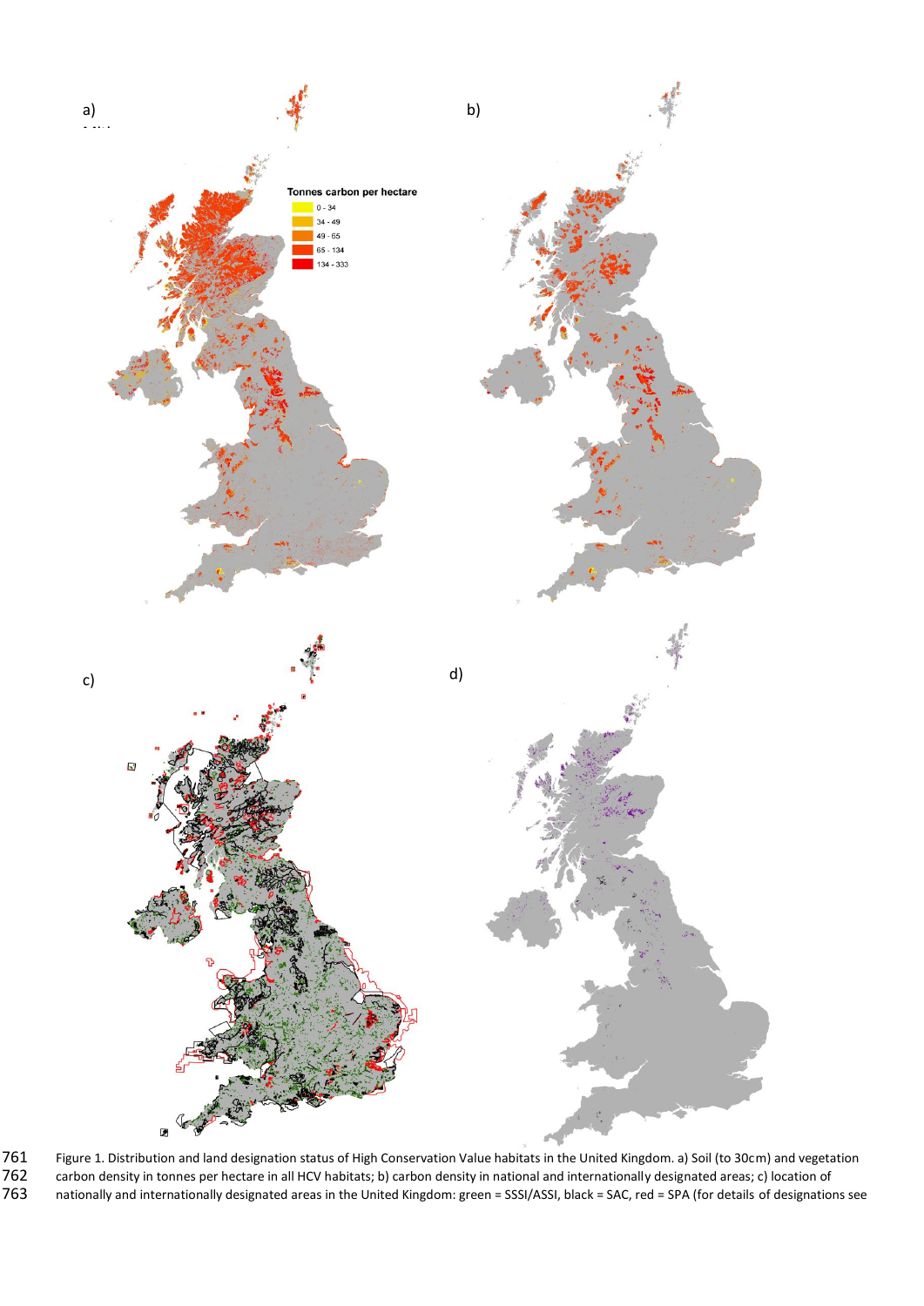Figure 1. Distribution and land designation status of High Conservation Value habitats in the United Kingdom. a) Soil (to 30cm) and vegetation carbon density in tonnes per hectare in all HCV habitats; b) carbon density in national and internationally designated areas; c) location of nationally and internationally designated areas in the United Kingdom: green = SSSI/ASSI, black = SAC, red = SPA (for details of designations see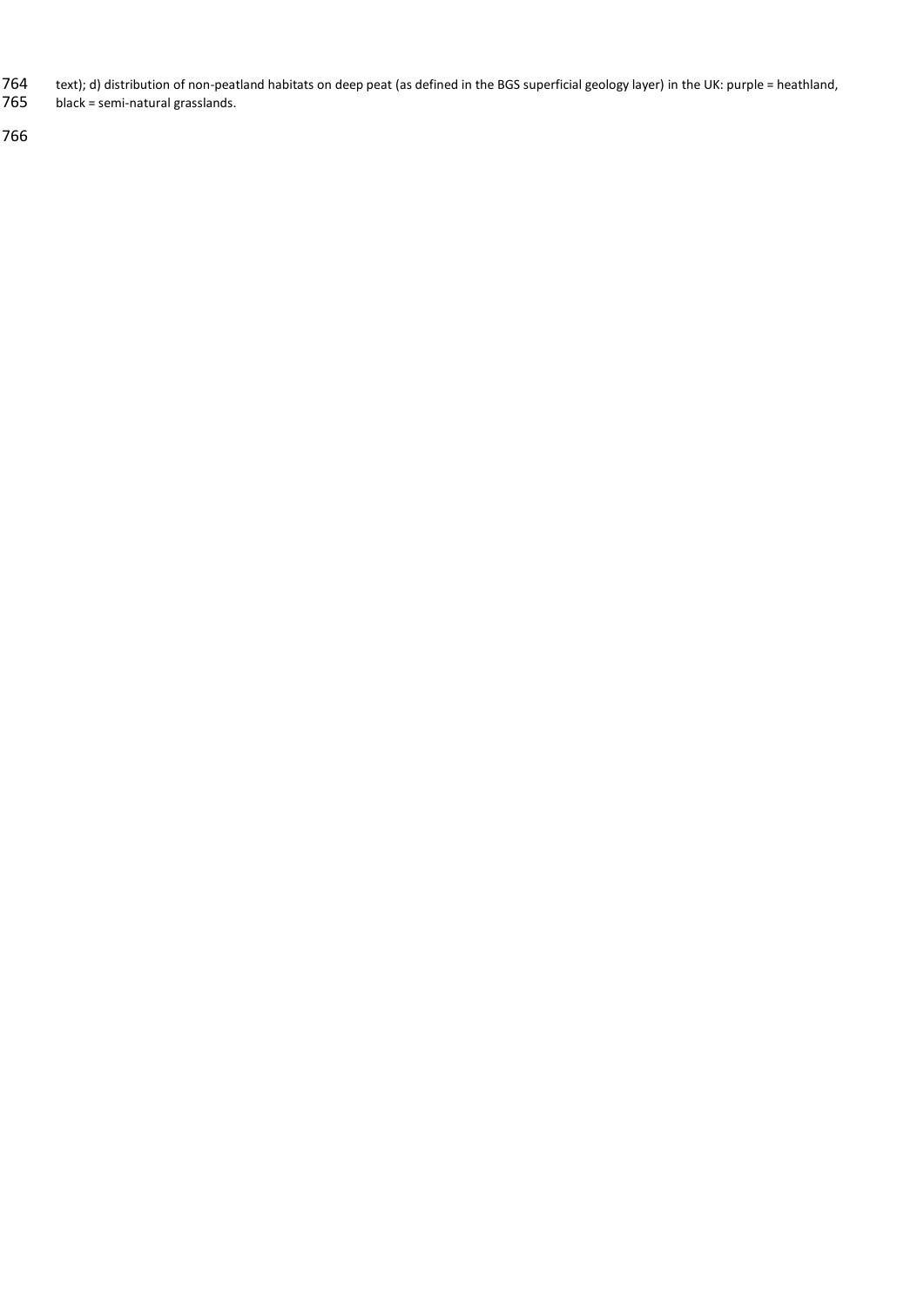text); d) distribution of non-peatland habitats on deep peat (as defined in the BGS superficial geology layer) in the UK: purple = heathland, black = semi-natural grasslands.